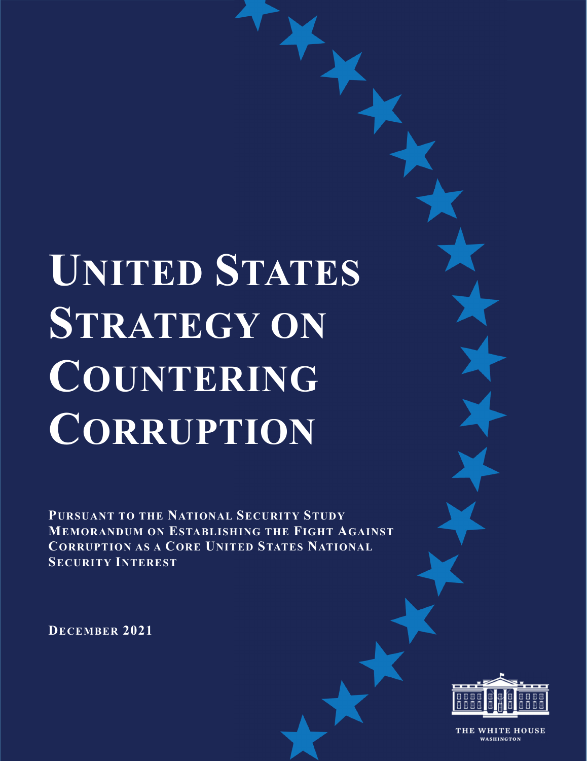# UNITED STATES STRATEGY ON COUNTERING CORRUPTION

**PURSUANT TO THE NATIONAL SECURITY STUDY MEMORANDUM ON ESTABLISHING THE FIGHT AGAINST CORRUPTION AS A CORE UNITED STATES NATIONAL SECURITY INTEREST**

**DECEMBER 2021**

THE WHITE HOUSE
WASHINGTON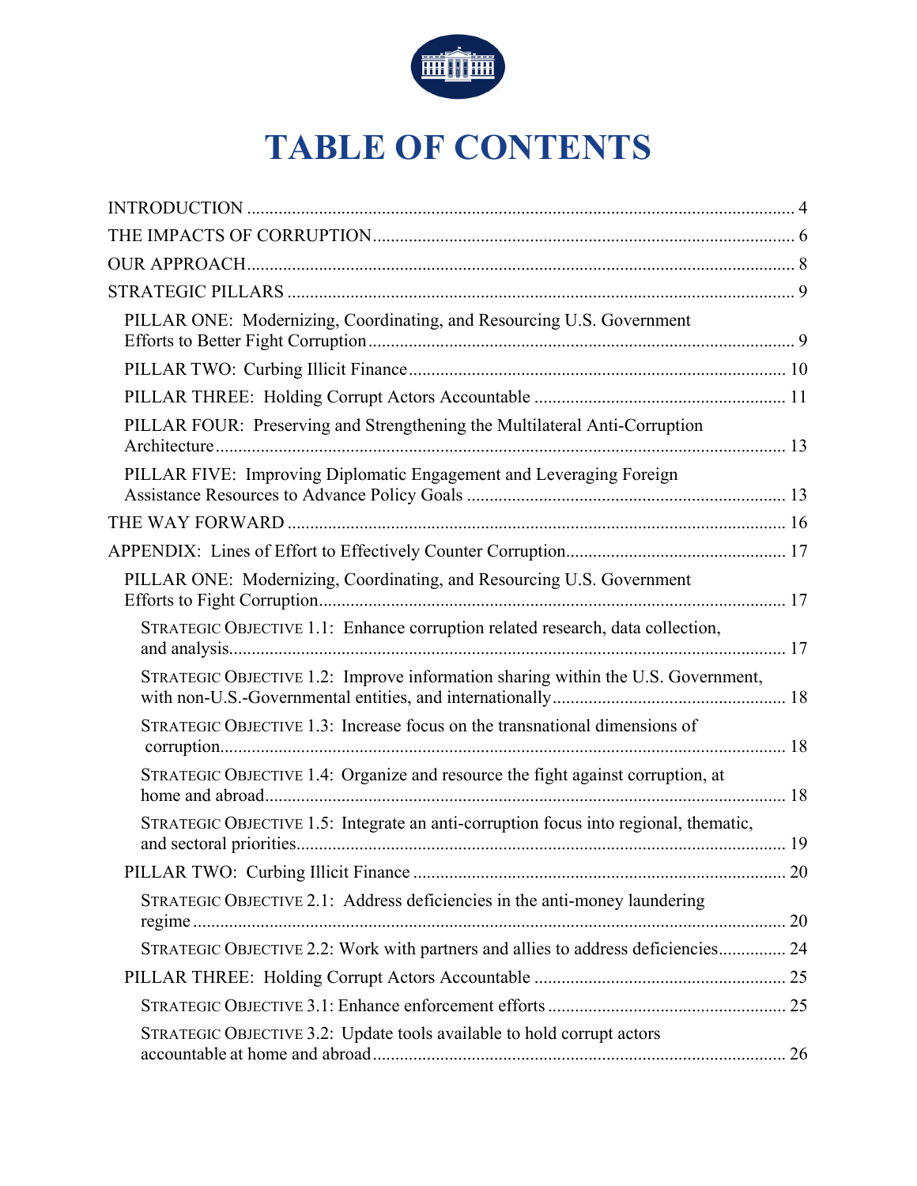# TABLE OF CONTENTS

- INTRODUCTION ........ 4
- THE IMPACTS OF CORRUPTION ........ 6
- OUR APPROACH ........ 8
- STRATEGIC PILLARS ........ 9
  - PILLAR ONE: Modernizing, Coordinating, and Resourcing U.S. Government Efforts to Better Fight Corruption ........ 9
  - PILLAR TWO: Curbing Illicit Finance ........ 10
  - PILLAR THREE: Holding Corrupt Actors Accountable ........ 11
  - PILLAR FOUR: Preserving and Strengthening the Multilateral Anti-Corruption Architecture ........ 13
  - PILLAR FIVE: Improving Diplomatic Engagement and Leveraging Foreign Assistance Resources to Advance Policy Goals ........ 13
- THE WAY FORWARD ........ 16
- APPENDIX: Lines of Effort to Effectively Counter Corruption ........ 17
  - PILLAR ONE: Modernizing, Coordinating, and Resourcing U.S. Government Efforts to Fight Corruption ........ 17
    - STRATEGIC OBJECTIVE 1.1: Enhance corruption related research, data collection, and analysis ........ 17
    - STRATEGIC OBJECTIVE 1.2: Improve information sharing within the U.S. Government, with non-U.S.-Governmental entities, and internationally ........ 18
    - STRATEGIC OBJECTIVE 1.3: Increase focus on the transnational dimensions of corruption ........ 18
    - STRATEGIC OBJECTIVE 1.4: Organize and resource the fight against corruption, at home and abroad ........ 18
    - STRATEGIC OBJECTIVE 1.5: Integrate an anti-corruption focus into regional, thematic, and sectoral priorities ........ 19
  - PILLAR TWO: Curbing Illicit Finance ........ 20
    - STRATEGIC OBJECTIVE 2.1: Address deficiencies in the anti-money laundering regime ........ 20
    - STRATEGIC OBJECTIVE 2.2: Work with partners and allies to address deficiencies ........ 24
  - PILLAR THREE: Holding Corrupt Actors Accountable ........ 25
    - STRATEGIC OBJECTIVE 3.1: Enhance enforcement efforts ........ 25
    - STRATEGIC OBJECTIVE 3.2: Update tools available to hold corrupt actors accountable at home and abroad ........ 26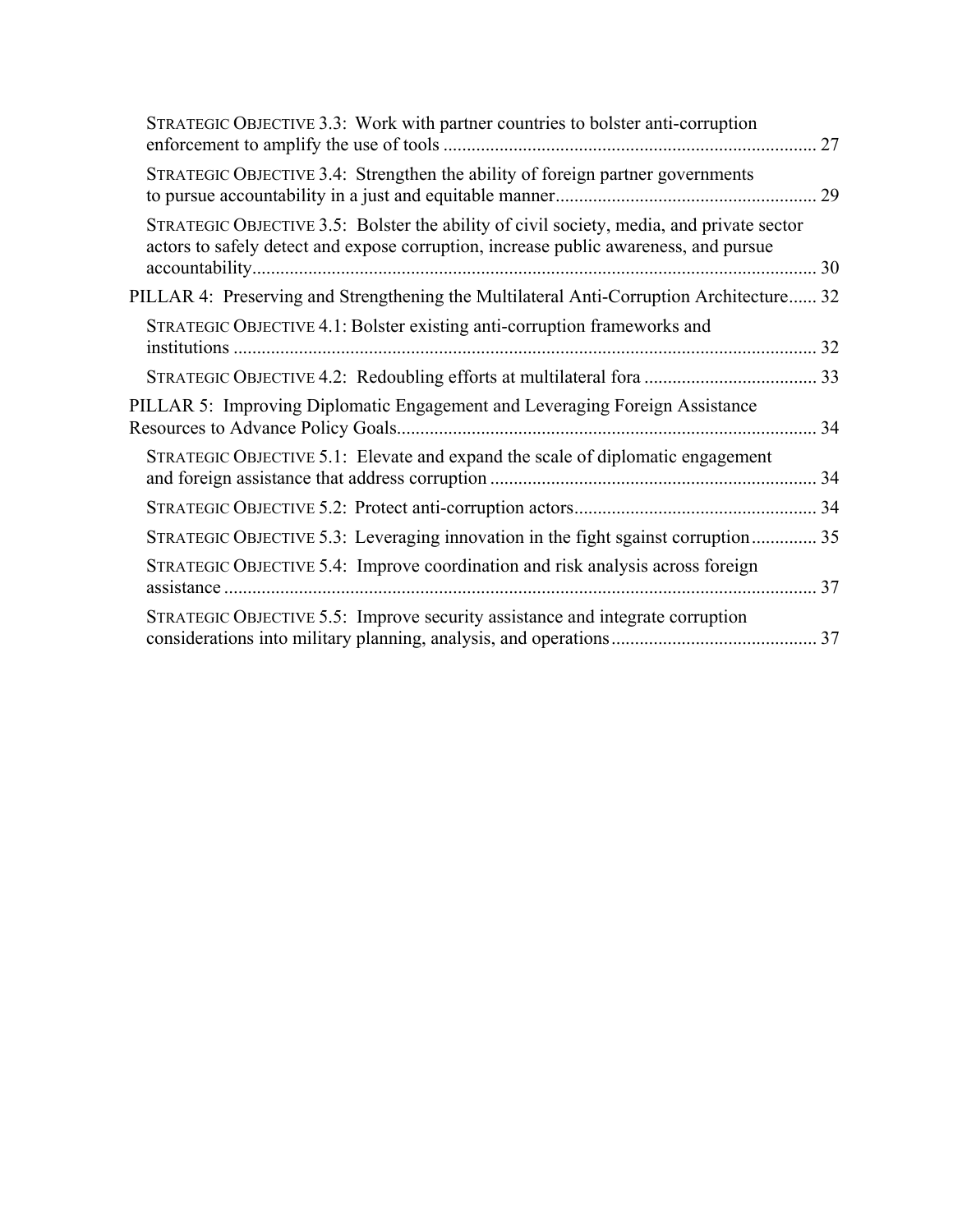STRATEGIC OBJECTIVE 3.3: Work with partner countries to bolster anti-corruption enforcement to amplify the use of tools ................................................................................ 27

STRATEGIC OBJECTIVE 3.4: Strengthen the ability of foreign partner governments to pursue accountability in a just and equitable manner ........................................................ 29

STRATEGIC OBJECTIVE 3.5: Bolster the ability of civil society, media, and private sector actors to safely detect and expose corruption, increase public awareness, and pursue accountability ........................................................................................................................ 30

PILLAR 4: Preserving and Strengthening the Multilateral Anti-Corruption Architecture ...... 32

STRATEGIC OBJECTIVE 4.1: Bolster existing anti-corruption frameworks and institutions ............................................................................................................................ 32

STRATEGIC OBJECTIVE 4.2: Redoubling efforts at multilateral fora ..................................... 33

PILLAR 5: Improving Diplomatic Engagement and Leveraging Foreign Assistance Resources to Advance Policy Goals .......................................................................................... 34

STRATEGIC OBJECTIVE 5.1: Elevate and expand the scale of diplomatic engagement and foreign assistance that address corruption ...................................................................... 34

STRATEGIC OBJECTIVE 5.2: Protect anti-corruption actors .................................................... 34

STRATEGIC OBJECTIVE 5.3: Leveraging innovation in the fight sgainst corruption .............. 35

STRATEGIC OBJECTIVE 5.4: Improve coordination and risk analysis across foreign assistance .............................................................................................................................. 37

STRATEGIC OBJECTIVE 5.5: Improve security assistance and integrate corruption considerations into military planning, analysis, and operations ............................................ 37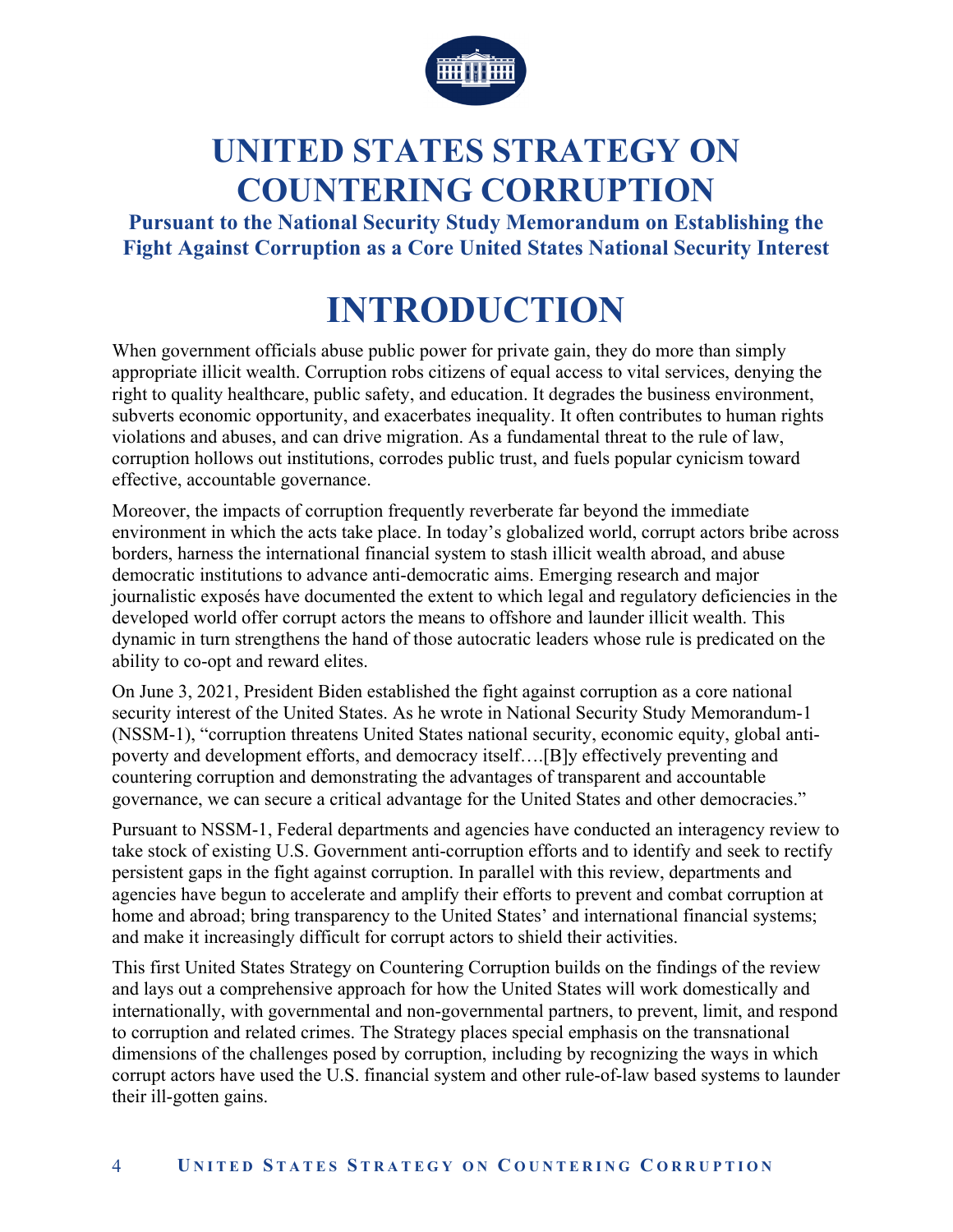# UNITED STATES STRATEGY ON COUNTERING CORRUPTION

**Pursuant to the National Security Study Memorandum on Establishing the Fight Against Corruption as a Core United States National Security Interest**

## INTRODUCTION

When government officials abuse public power for private gain, they do more than simply appropriate illicit wealth. Corruption robs citizens of equal access to vital services, denying the right to quality healthcare, public safety, and education. It degrades the business environment, subverts economic opportunity, and exacerbates inequality. It often contributes to human rights violations and abuses, and can drive migration. As a fundamental threat to the rule of law, corruption hollows out institutions, corrodes public trust, and fuels popular cynicism toward effective, accountable governance.

Moreover, the impacts of corruption frequently reverberate far beyond the immediate environment in which the acts take place. In today's globalized world, corrupt actors bribe across borders, harness the international financial system to stash illicit wealth abroad, and abuse democratic institutions to advance anti-democratic aims. Emerging research and major journalistic exposés have documented the extent to which legal and regulatory deficiencies in the developed world offer corrupt actors the means to offshore and launder illicit wealth. This dynamic in turn strengthens the hand of those autocratic leaders whose rule is predicated on the ability to co-opt and reward elites.

On June 3, 2021, President Biden established the fight against corruption as a core national security interest of the United States. As he wrote in National Security Study Memorandum-1 (NSSM-1), "corruption threatens United States national security, economic equity, global anti-poverty and development efforts, and democracy itself….[B]y effectively preventing and countering corruption and demonstrating the advantages of transparent and accountable governance, we can secure a critical advantage for the United States and other democracies."

Pursuant to NSSM-1, Federal departments and agencies have conducted an interagency review to take stock of existing U.S. Government anti-corruption efforts and to identify and seek to rectify persistent gaps in the fight against corruption. In parallel with this review, departments and agencies have begun to accelerate and amplify their efforts to prevent and combat corruption at home and abroad; bring transparency to the United States' and international financial systems; and make it increasingly difficult for corrupt actors to shield their activities.

This first United States Strategy on Countering Corruption builds on the findings of the review and lays out a comprehensive approach for how the United States will work domestically and internationally, with governmental and non-governmental partners, to prevent, limit, and respond to corruption and related crimes. The Strategy places special emphasis on the transnational dimensions of the challenges posed by corruption, including by recognizing the ways in which corrupt actors have used the U.S. financial system and other rule-of-law based systems to launder their ill-gotten gains.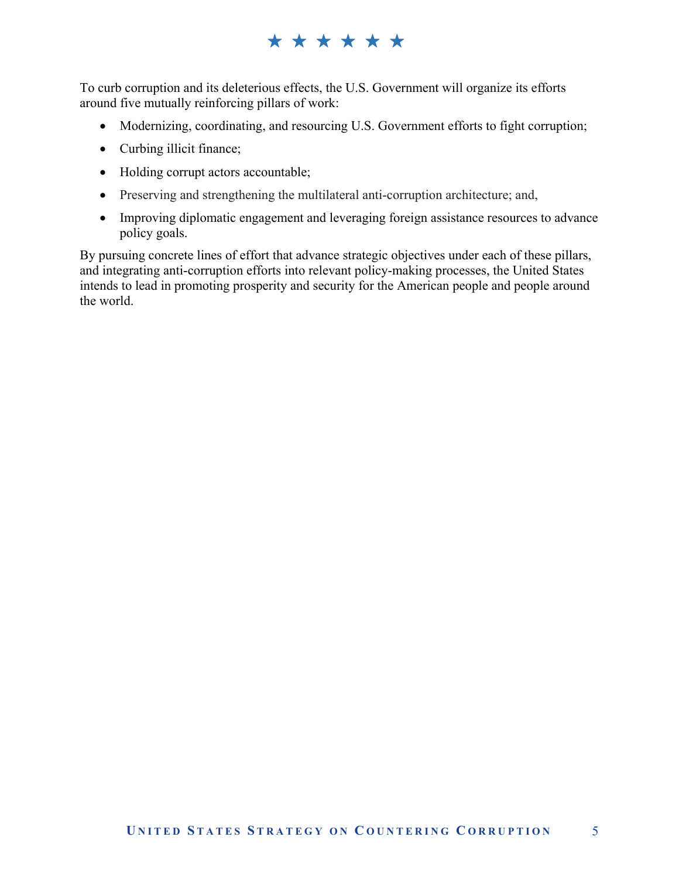To curb corruption and its deleterious effects, the U.S. Government will organize its efforts around five mutually reinforcing pillars of work:

- Modernizing, coordinating, and resourcing U.S. Government efforts to fight corruption;
- Curbing illicit finance;
- Holding corrupt actors accountable;
- Preserving and strengthening the multilateral anti-corruption architecture; and,
- Improving diplomatic engagement and leveraging foreign assistance resources to advance policy goals.

By pursuing concrete lines of effort that advance strategic objectives under each of these pillars, and integrating anti-corruption efforts into relevant policy-making processes, the United States intends to lead in promoting prosperity and security for the American people and people around the world.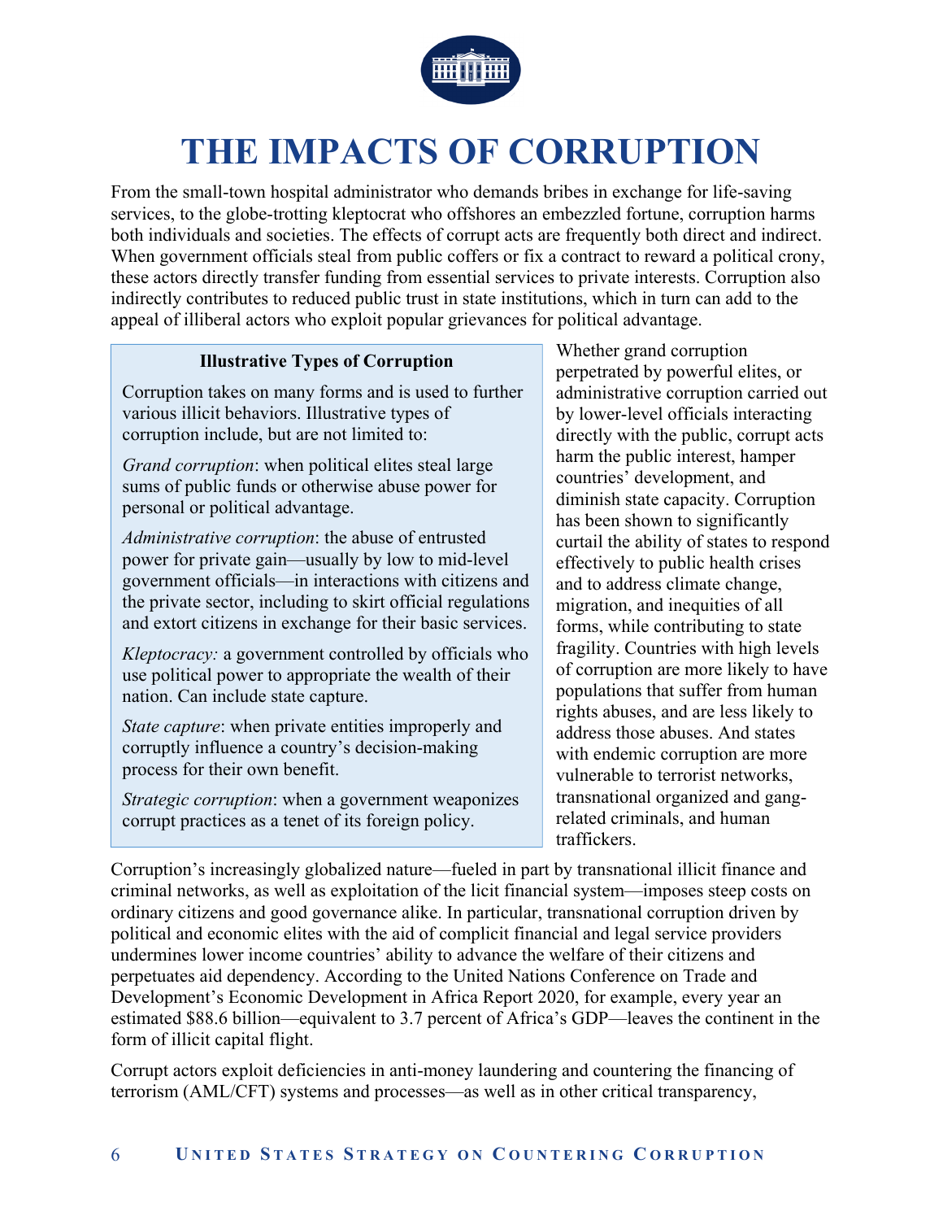// Transcription of page 6: the logo is omitted (no images were detected on this page); the running footer "6 UNITED STATES STRATEGY ON COUNTERING CORRUPTION" is excluded as a page header/footer.

# THE IMPACTS OF CORRUPTION

From the small-town hospital administrator who demands bribes in exchange for life-saving services, to the globe-trotting kleptocrat who offshores an embezzled fortune, corruption harms both individuals and societies. The effects of corrupt acts are frequently both direct and indirect. When government officials steal from public coffers or fix a contract to reward a political crony, these actors directly transfer funding from essential services to private interests. Corruption also indirectly contributes to reduced public trust in state institutions, which in turn can add to the appeal of illiberal actors who exploit popular grievances for political advantage.

> **Illustrative Types of Corruption**
>
> Corruption takes on many forms and is used to further various illicit behaviors. Illustrative types of corruption include, but are not limited to:
>
> *Grand corruption*: when political elites steal large sums of public funds or otherwise abuse power for personal or political advantage.
>
> *Administrative corruption*: the abuse of entrusted power for private gain—usually by low to mid-level government officials—in interactions with citizens and the private sector, including to skirt official regulations and extort citizens in exchange for their basic services.
>
> *Kleptocracy:* a government controlled by officials who use political power to appropriate the wealth of their nation. Can include state capture.
>
> *State capture*: when private entities improperly and corruptly influence a country's decision-making process for their own benefit.
>
> *Strategic corruption*: when a government weaponizes corrupt practices as a tenet of its foreign policy.

Whether grand corruption perpetrated by powerful elites, or administrative corruption carried out by lower-level officials interacting directly with the public, corrupt acts harm the public interest, hamper countries' development, and diminish state capacity. Corruption has been shown to significantly curtail the ability of states to respond effectively to public health crises and to address climate change, migration, and inequities of all forms, while contributing to state fragility. Countries with high levels of corruption are more likely to have populations that suffer from human rights abuses, and are less likely to address those abuses. And states with endemic corruption are more vulnerable to terrorist networks, transnational organized and gang-related criminals, and human traffickers.

Corruption's increasingly globalized nature—fueled in part by transnational illicit finance and criminal networks, as well as exploitation of the licit financial system—imposes steep costs on ordinary citizens and good governance alike. In particular, transnational corruption driven by political and economic elites with the aid of complicit financial and legal service providers undermines lower income countries' ability to advance the welfare of their citizens and perpetuates aid dependency. According to the United Nations Conference on Trade and Development's Economic Development in Africa Report 2020, for example, every year an estimated $88.6 billion—equivalent to 3.7 percent of Africa's GDP—leaves the continent in the form of illicit capital flight.

Corrupt actors exploit deficiencies in anti-money laundering and countering the financing of terrorism (AML/CFT) systems and processes—as well as in other critical transparency,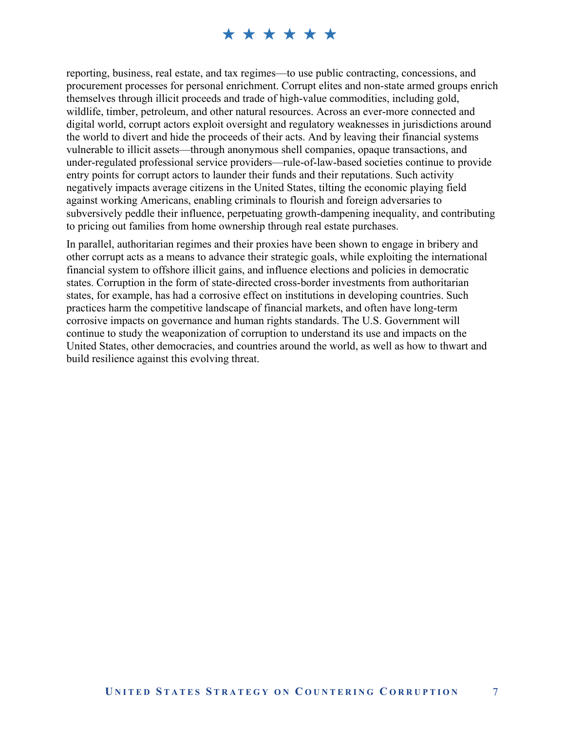reporting, business, real estate, and tax regimes—to use public contracting, concessions, and procurement processes for personal enrichment. Corrupt elites and non-state armed groups enrich themselves through illicit proceeds and trade of high-value commodities, including gold, wildlife, timber, petroleum, and other natural resources. Across an ever-more connected and digital world, corrupt actors exploit oversight and regulatory weaknesses in jurisdictions around the world to divert and hide the proceeds of their acts. And by leaving their financial systems vulnerable to illicit assets—through anonymous shell companies, opaque transactions, and under-regulated professional service providers—rule-of-law-based societies continue to provide entry points for corrupt actors to launder their funds and their reputations. Such activity negatively impacts average citizens in the United States, tilting the economic playing field against working Americans, enabling criminals to flourish and foreign adversaries to subversively peddle their influence, perpetuating growth-dampening inequality, and contributing to pricing out families from home ownership through real estate purchases.

In parallel, authoritarian regimes and their proxies have been shown to engage in bribery and other corrupt acts as a means to advance their strategic goals, while exploiting the international financial system to offshore illicit gains, and influence elections and policies in democratic states. Corruption in the form of state-directed cross-border investments from authoritarian states, for example, has had a corrosive effect on institutions in developing countries. Such practices harm the competitive landscape of financial markets, and often have long-term corrosive impacts on governance and human rights standards. The U.S. Government will continue to study the weaponization of corruption to understand its use and impacts on the United States, other democracies, and countries around the world, as well as how to thwart and build resilience against this evolving threat.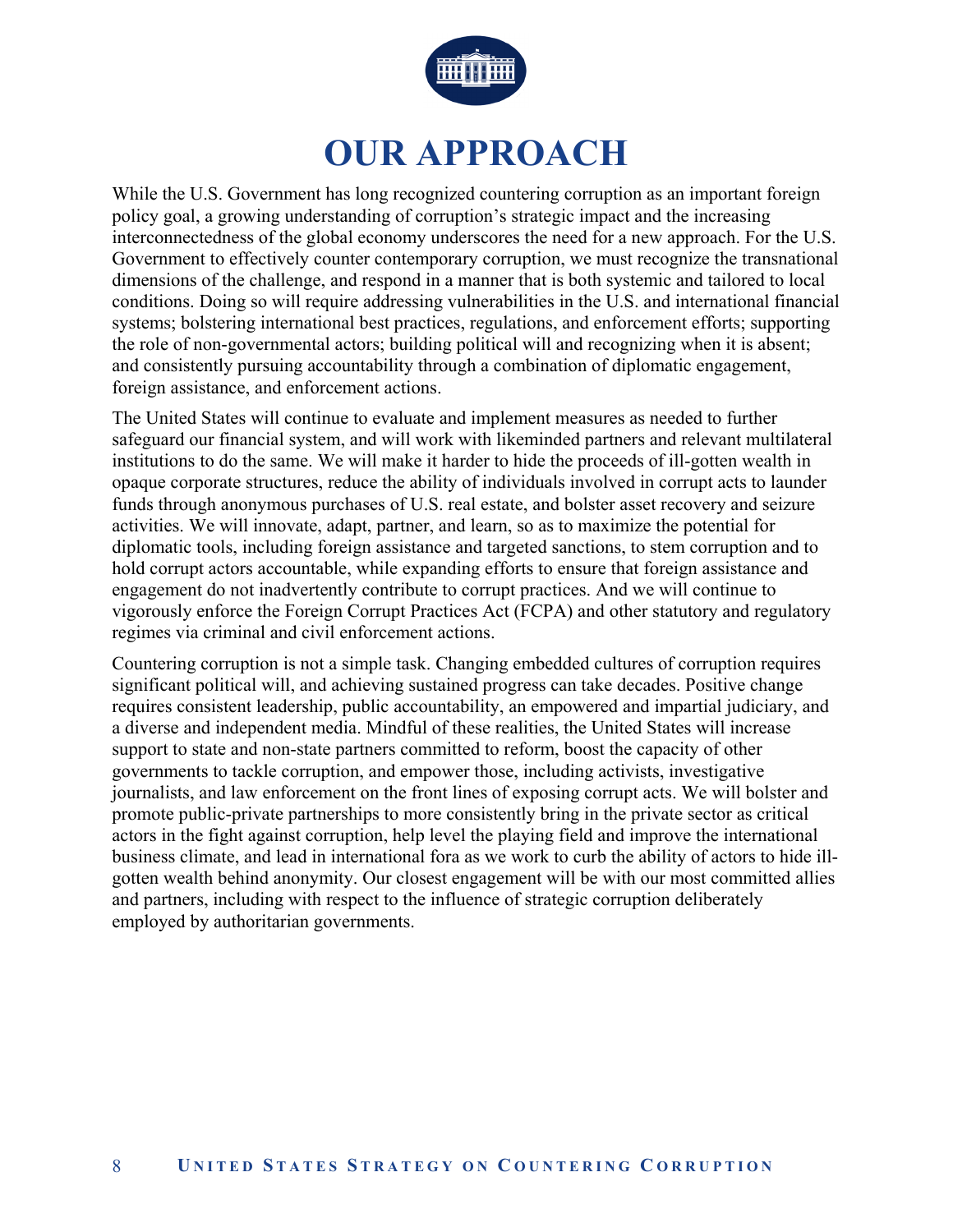# OUR APPROACH

While the U.S. Government has long recognized countering corruption as an important foreign policy goal, a growing understanding of corruption's strategic impact and the increasing interconnectedness of the global economy underscores the need for a new approach. For the U.S. Government to effectively counter contemporary corruption, we must recognize the transnational dimensions of the challenge, and respond in a manner that is both systemic and tailored to local conditions. Doing so will require addressing vulnerabilities in the U.S. and international financial systems; bolstering international best practices, regulations, and enforcement efforts; supporting the role of non-governmental actors; building political will and recognizing when it is absent; and consistently pursuing accountability through a combination of diplomatic engagement, foreign assistance, and enforcement actions.

The United States will continue to evaluate and implement measures as needed to further safeguard our financial system, and will work with likeminded partners and relevant multilateral institutions to do the same. We will make it harder to hide the proceeds of ill-gotten wealth in opaque corporate structures, reduce the ability of individuals involved in corrupt acts to launder funds through anonymous purchases of U.S. real estate, and bolster asset recovery and seizure activities. We will innovate, adapt, partner, and learn, so as to maximize the potential for diplomatic tools, including foreign assistance and targeted sanctions, to stem corruption and to hold corrupt actors accountable, while expanding efforts to ensure that foreign assistance and engagement do not inadvertently contribute to corrupt practices. And we will continue to vigorously enforce the Foreign Corrupt Practices Act (FCPA) and other statutory and regulatory regimes via criminal and civil enforcement actions.

Countering corruption is not a simple task. Changing embedded cultures of corruption requires significant political will, and achieving sustained progress can take decades. Positive change requires consistent leadership, public accountability, an empowered and impartial judiciary, and a diverse and independent media. Mindful of these realities, the United States will increase support to state and non-state partners committed to reform, boost the capacity of other governments to tackle corruption, and empower those, including activists, investigative journalists, and law enforcement on the front lines of exposing corrupt acts. We will bolster and promote public-private partnerships to more consistently bring in the private sector as critical actors in the fight against corruption, help level the playing field and improve the international business climate, and lead in international fora as we work to curb the ability of actors to hide ill-gotten wealth behind anonymity. Our closest engagement will be with our most committed allies and partners, including with respect to the influence of strategic corruption deliberately employed by authoritarian governments.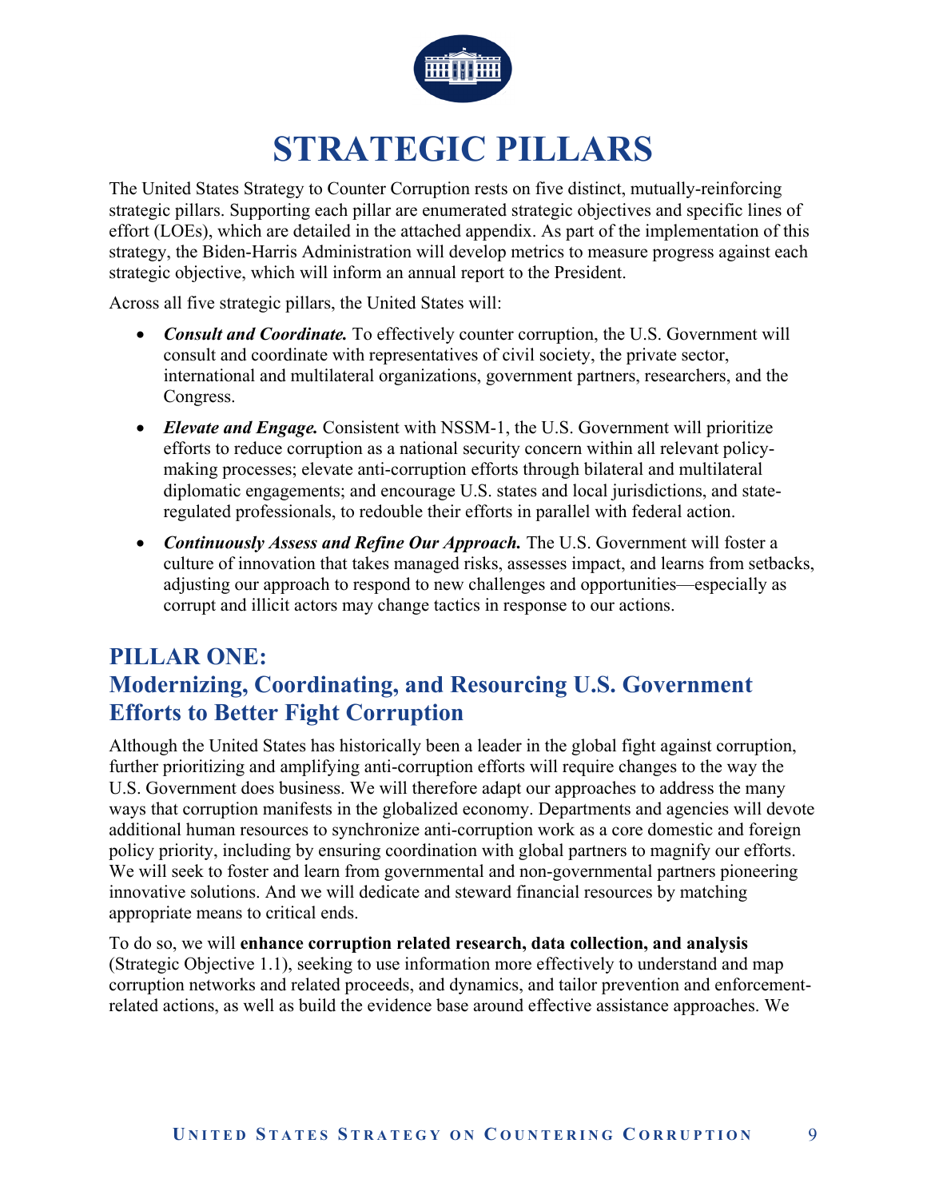# STRATEGIC PILLARS

The United States Strategy to Counter Corruption rests on five distinct, mutually-reinforcing strategic pillars. Supporting each pillar are enumerated strategic objectives and specific lines of effort (LOEs), which are detailed in the attached appendix. As part of the implementation of this strategy, the Biden-Harris Administration will develop metrics to measure progress against each strategic objective, which will inform an annual report to the President.

Across all five strategic pillars, the United States will:

- ***Consult and Coordinate.*** To effectively counter corruption, the U.S. Government will consult and coordinate with representatives of civil society, the private sector, international and multilateral organizations, government partners, researchers, and the Congress.
- ***Elevate and Engage.*** Consistent with NSSM-1, the U.S. Government will prioritize efforts to reduce corruption as a national security concern within all relevant policy-making processes; elevate anti-corruption efforts through bilateral and multilateral diplomatic engagements; and encourage U.S. states and local jurisdictions, and state-regulated professionals, to redouble their efforts in parallel with federal action.
- ***Continuously Assess and Refine Our Approach.*** The U.S. Government will foster a culture of innovation that takes managed risks, assesses impact, and learns from setbacks, adjusting our approach to respond to new challenges and opportunities—especially as corrupt and illicit actors may change tactics in response to our actions.

## PILLAR ONE: Modernizing, Coordinating, and Resourcing U.S. Government Efforts to Better Fight Corruption

Although the United States has historically been a leader in the global fight against corruption, further prioritizing and amplifying anti-corruption efforts will require changes to the way the U.S. Government does business. We will therefore adapt our approaches to address the many ways that corruption manifests in the globalized economy. Departments and agencies will devote additional human resources to synchronize anti-corruption work as a core domestic and foreign policy priority, including by ensuring coordination with global partners to magnify our efforts. We will seek to foster and learn from governmental and non-governmental partners pioneering innovative solutions. And we will dedicate and steward financial resources by matching appropriate means to critical ends.

To do so, we will **enhance corruption related research, data collection, and analysis** (Strategic Objective 1.1), seeking to use information more effectively to understand and map corruption networks and related proceeds, and dynamics, and tailor prevention and enforcement-related actions, as well as build the evidence base around effective assistance approaches. We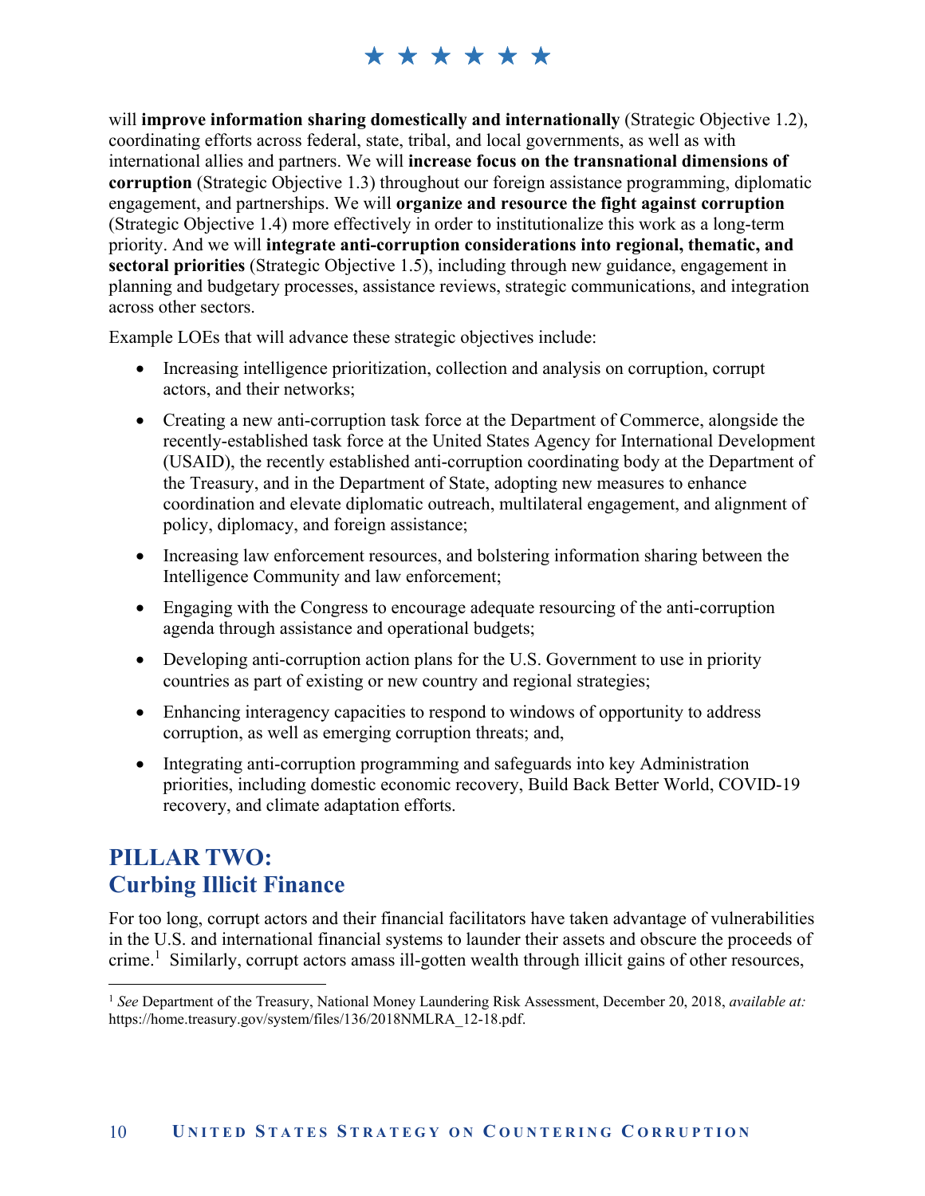will **improve information sharing domestically and internationally** (Strategic Objective 1.2), coordinating efforts across federal, state, tribal, and local governments, as well as with international allies and partners. We will **increase focus on the transnational dimensions of corruption** (Strategic Objective 1.3) throughout our foreign assistance programming, diplomatic engagement, and partnerships. We will **organize and resource the fight against corruption** (Strategic Objective 1.4) more effectively in order to institutionalize this work as a long-term priority. And we will **integrate anti-corruption considerations into regional, thematic, and sectoral priorities** (Strategic Objective 1.5), including through new guidance, engagement in planning and budgetary processes, assistance reviews, strategic communications, and integration across other sectors.

Example LOEs that will advance these strategic objectives include:

- Increasing intelligence prioritization, collection and analysis on corruption, corrupt actors, and their networks;
- Creating a new anti-corruption task force at the Department of Commerce, alongside the recently-established task force at the United States Agency for International Development (USAID), the recently established anti-corruption coordinating body at the Department of the Treasury, and in the Department of State, adopting new measures to enhance coordination and elevate diplomatic outreach, multilateral engagement, and alignment of policy, diplomacy, and foreign assistance;
- Increasing law enforcement resources, and bolstering information sharing between the Intelligence Community and law enforcement;
- Engaging with the Congress to encourage adequate resourcing of the anti-corruption agenda through assistance and operational budgets;
- Developing anti-corruption action plans for the U.S. Government to use in priority countries as part of existing or new country and regional strategies;
- Enhancing interagency capacities to respond to windows of opportunity to address corruption, as well as emerging corruption threats; and,
- Integrating anti-corruption programming and safeguards into key Administration priorities, including domestic economic recovery, Build Back Better World, COVID-19 recovery, and climate adaptation efforts.

## PILLAR TWO: Curbing Illicit Finance

For too long, corrupt actors and their financial facilitators have taken advantage of vulnerabilities in the U.S. and international financial systems to launder their assets and obscure the proceeds of crime.[1] Similarly, corrupt actors amass ill-gotten wealth through illicit gains of other resources,

[1] *See* Department of the Treasury, National Money Laundering Risk Assessment, December 20, 2018, *available at:* https://home.treasury.gov/system/files/136/2018NMLRA_12-18.pdf.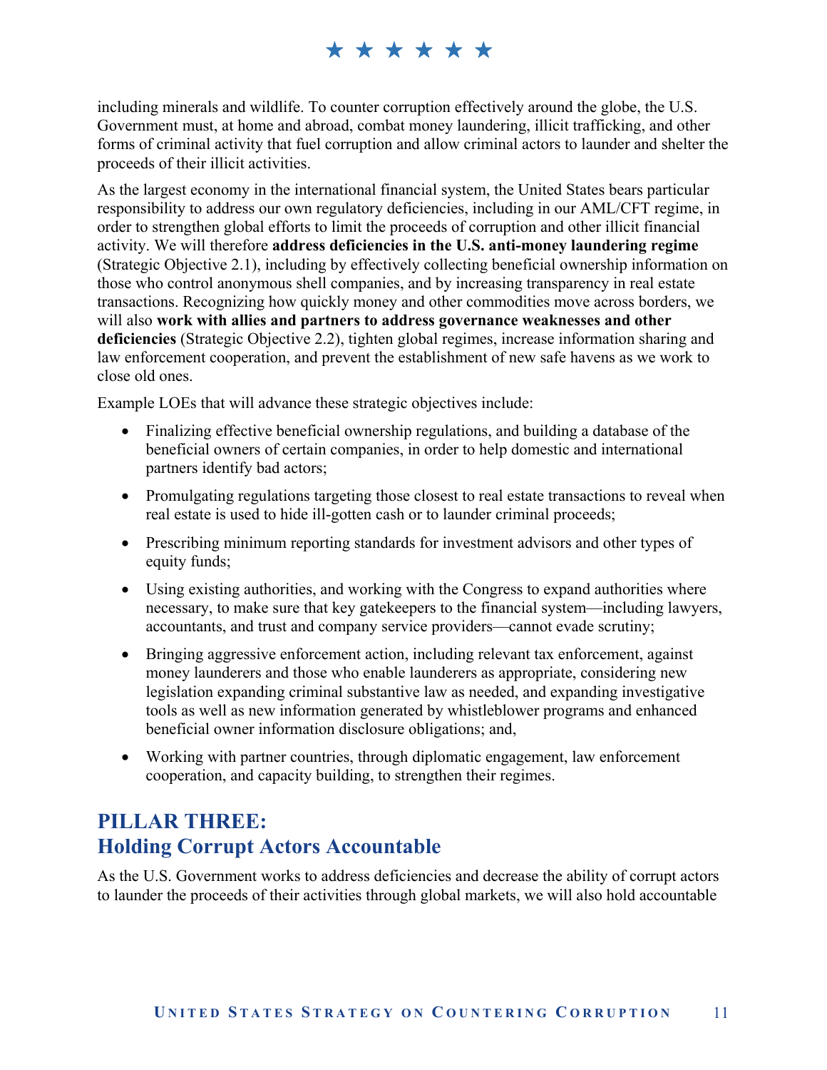including minerals and wildlife. To counter corruption effectively around the globe, the U.S. Government must, at home and abroad, combat money laundering, illicit trafficking, and other forms of criminal activity that fuel corruption and allow criminal actors to launder and shelter the proceeds of their illicit activities.

As the largest economy in the international financial system, the United States bears particular responsibility to address our own regulatory deficiencies, including in our AML/CFT regime, in order to strengthen global efforts to limit the proceeds of corruption and other illicit financial activity. We will therefore **address deficiencies in the U.S. anti-money laundering regime** (Strategic Objective 2.1), including by effectively collecting beneficial ownership information on those who control anonymous shell companies, and by increasing transparency in real estate transactions. Recognizing how quickly money and other commodities move across borders, we will also **work with allies and partners to address governance weaknesses and other deficiencies** (Strategic Objective 2.2), tighten global regimes, increase information sharing and law enforcement cooperation, and prevent the establishment of new safe havens as we work to close old ones.

Example LOEs that will advance these strategic objectives include:

- Finalizing effective beneficial ownership regulations, and building a database of the beneficial owners of certain companies, in order to help domestic and international partners identify bad actors;
- Promulgating regulations targeting those closest to real estate transactions to reveal when real estate is used to hide ill-gotten cash or to launder criminal proceeds;
- Prescribing minimum reporting standards for investment advisors and other types of equity funds;
- Using existing authorities, and working with the Congress to expand authorities where necessary, to make sure that key gatekeepers to the financial system—including lawyers, accountants, and trust and company service providers—cannot evade scrutiny;
- Bringing aggressive enforcement action, including relevant tax enforcement, against money launderers and those who enable launderers as appropriate, considering new legislation expanding criminal substantive law as needed, and expanding investigative tools as well as new information generated by whistleblower programs and enhanced beneficial owner information disclosure obligations; and,
- Working with partner countries, through diplomatic engagement, law enforcement cooperation, and capacity building, to strengthen their regimes.

## PILLAR THREE: Holding Corrupt Actors Accountable

As the U.S. Government works to address deficiencies and decrease the ability of corrupt actors to launder the proceeds of their activities through global markets, we will also hold accountable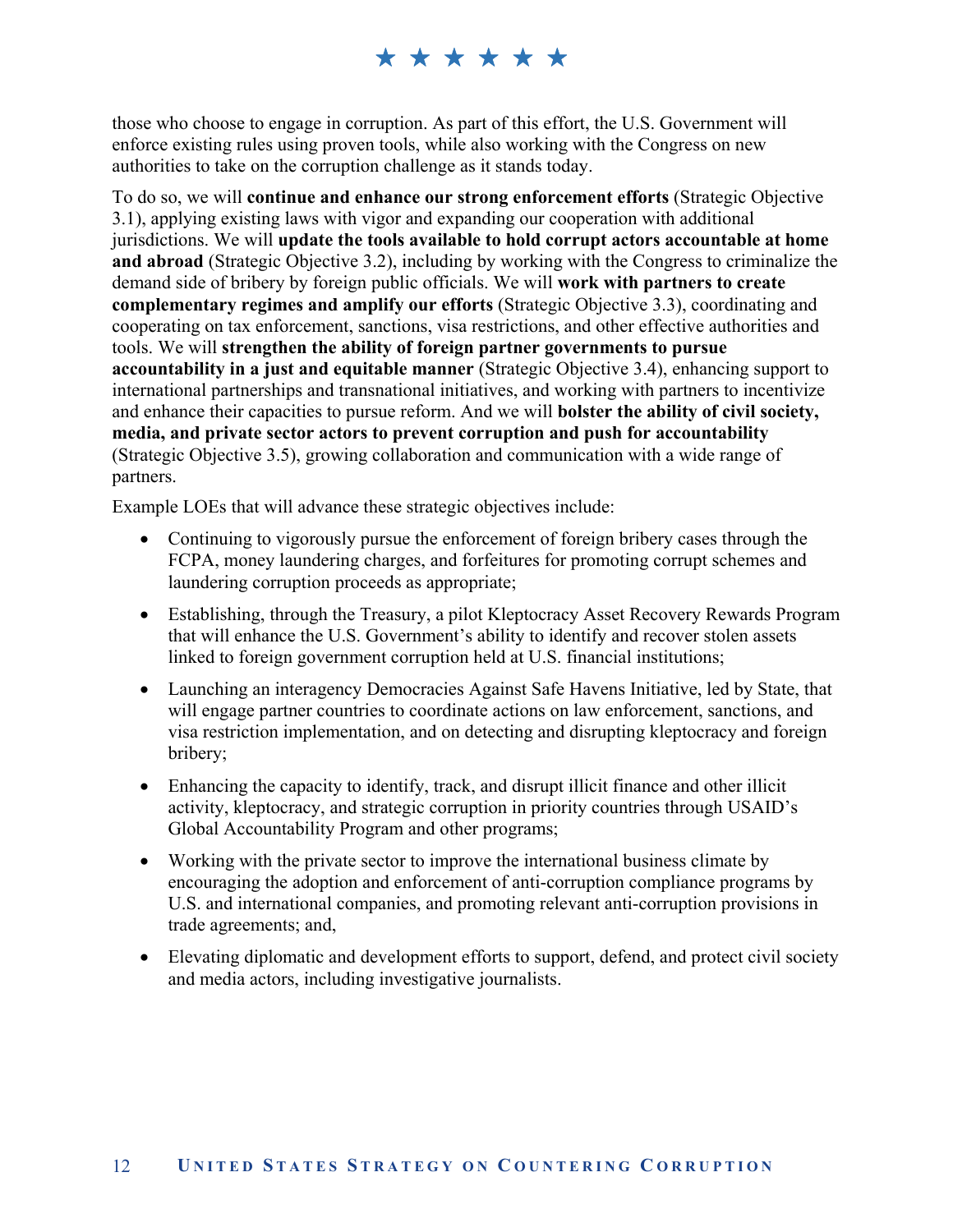those who choose to engage in corruption. As part of this effort, the U.S. Government will enforce existing rules using proven tools, while also working with the Congress on new authorities to take on the corruption challenge as it stands today.

To do so, we will **continue and enhance our strong enforcement efforts** (Strategic Objective 3.1), applying existing laws with vigor and expanding our cooperation with additional jurisdictions. We will **update the tools available to hold corrupt actors accountable at home and abroad** (Strategic Objective 3.2), including by working with the Congress to criminalize the demand side of bribery by foreign public officials. We will **work with partners to create complementary regimes and amplify our efforts** (Strategic Objective 3.3), coordinating and cooperating on tax enforcement, sanctions, visa restrictions, and other effective authorities and tools. We will **strengthen the ability of foreign partner governments to pursue accountability in a just and equitable manner** (Strategic Objective 3.4), enhancing support to international partnerships and transnational initiatives, and working with partners to incentivize and enhance their capacities to pursue reform. And we will **bolster the ability of civil society, media, and private sector actors to prevent corruption and push for accountability** (Strategic Objective 3.5), growing collaboration and communication with a wide range of partners.

Example LOEs that will advance these strategic objectives include:

- Continuing to vigorously pursue the enforcement of foreign bribery cases through the FCPA, money laundering charges, and forfeitures for promoting corrupt schemes and laundering corruption proceeds as appropriate;
- Establishing, through the Treasury, a pilot Kleptocracy Asset Recovery Rewards Program that will enhance the U.S. Government's ability to identify and recover stolen assets linked to foreign government corruption held at U.S. financial institutions;
- Launching an interagency Democracies Against Safe Havens Initiative, led by State, that will engage partner countries to coordinate actions on law enforcement, sanctions, and visa restriction implementation, and on detecting and disrupting kleptocracy and foreign bribery;
- Enhancing the capacity to identify, track, and disrupt illicit finance and other illicit activity, kleptocracy, and strategic corruption in priority countries through USAID's Global Accountability Program and other programs;
- Working with the private sector to improve the international business climate by encouraging the adoption and enforcement of anti-corruption compliance programs by U.S. and international companies, and promoting relevant anti-corruption provisions in trade agreements; and,
- Elevating diplomatic and development efforts to support, defend, and protect civil society and media actors, including investigative journalists.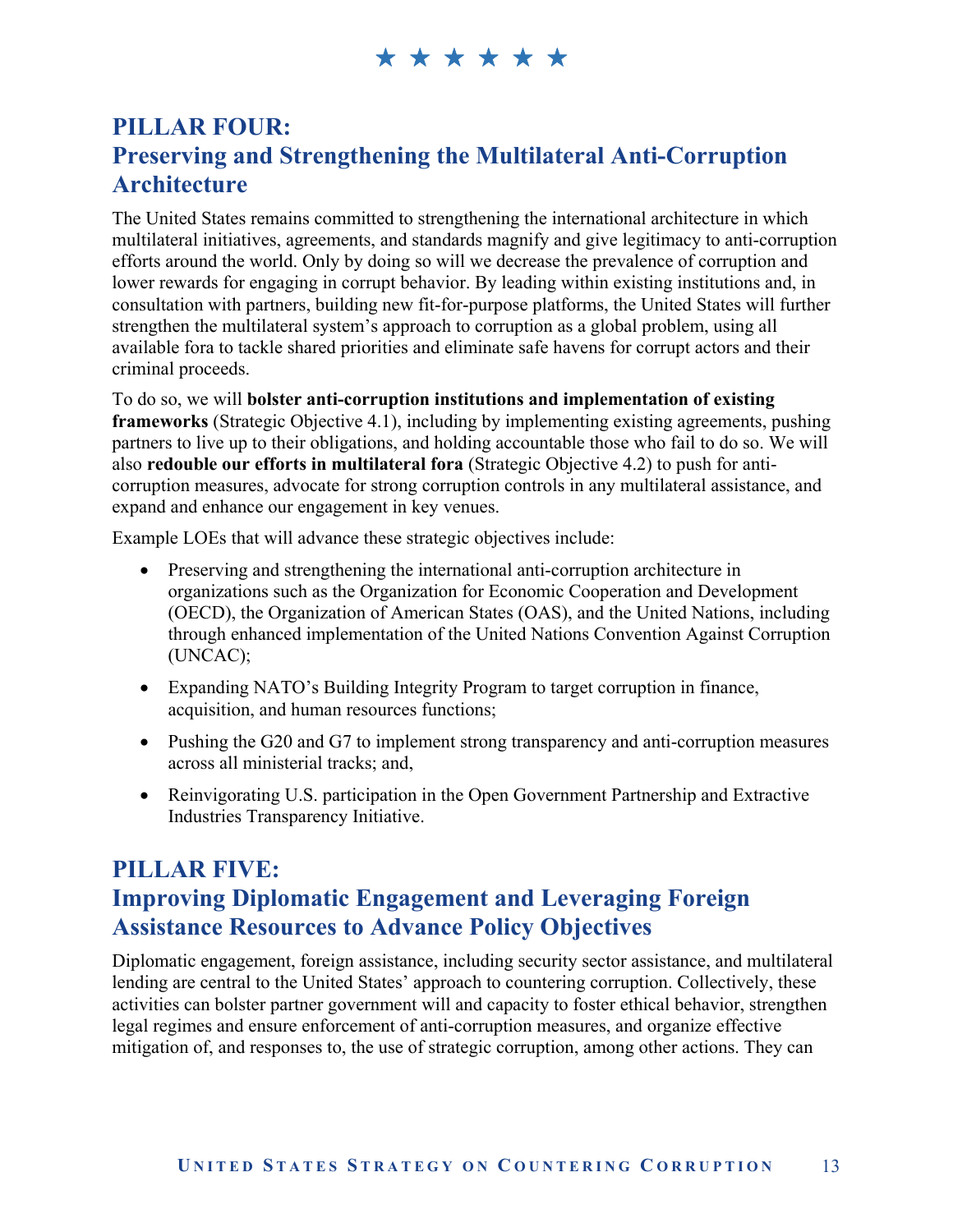## PILLAR FOUR: Preserving and Strengthening the Multilateral Anti-Corruption Architecture

The United States remains committed to strengthening the international architecture in which multilateral initiatives, agreements, and standards magnify and give legitimacy to anti-corruption efforts around the world. Only by doing so will we decrease the prevalence of corruption and lower rewards for engaging in corrupt behavior. By leading within existing institutions and, in consultation with partners, building new fit-for-purpose platforms, the United States will further strengthen the multilateral system's approach to corruption as a global problem, using all available fora to tackle shared priorities and eliminate safe havens for corrupt actors and their criminal proceeds.

To do so, we will **bolster anti-corruption institutions and implementation of existing frameworks** (Strategic Objective 4.1), including by implementing existing agreements, pushing partners to live up to their obligations, and holding accountable those who fail to do so. We will also **redouble our efforts in multilateral fora** (Strategic Objective 4.2) to push for anti-corruption measures, advocate for strong corruption controls in any multilateral assistance, and expand and enhance our engagement in key venues.

Example LOEs that will advance these strategic objectives include:

- Preserving and strengthening the international anti-corruption architecture in organizations such as the Organization for Economic Cooperation and Development (OECD), the Organization of American States (OAS), and the United Nations, including through enhanced implementation of the United Nations Convention Against Corruption (UNCAC);
- Expanding NATO's Building Integrity Program to target corruption in finance, acquisition, and human resources functions;
- Pushing the G20 and G7 to implement strong transparency and anti-corruption measures across all ministerial tracks; and,
- Reinvigorating U.S. participation in the Open Government Partnership and Extractive Industries Transparency Initiative.

## PILLAR FIVE: Improving Diplomatic Engagement and Leveraging Foreign Assistance Resources to Advance Policy Objectives

Diplomatic engagement, foreign assistance, including security sector assistance, and multilateral lending are central to the United States' approach to countering corruption. Collectively, these activities can bolster partner government will and capacity to foster ethical behavior, strengthen legal regimes and ensure enforcement of anti-corruption measures, and organize effective mitigation of, and responses to, the use of strategic corruption, among other actions. They can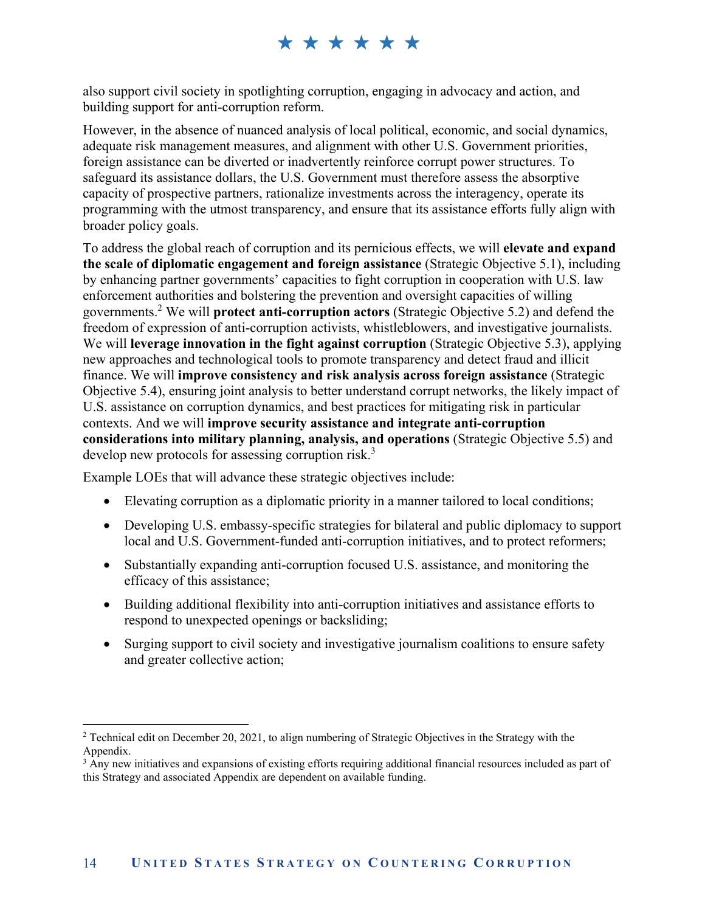also support civil society in spotlighting corruption, engaging in advocacy and action, and building support for anti-corruption reform.

However, in the absence of nuanced analysis of local political, economic, and social dynamics, adequate risk management measures, and alignment with other U.S. Government priorities, foreign assistance can be diverted or inadvertently reinforce corrupt power structures. To safeguard its assistance dollars, the U.S. Government must therefore assess the absorptive capacity of prospective partners, rationalize investments across the interagency, operate its programming with the utmost transparency, and ensure that its assistance efforts fully align with broader policy goals.

To address the global reach of corruption and its pernicious effects, we will **elevate and expand the scale of diplomatic engagement and foreign assistance** (Strategic Objective 5.1), including by enhancing partner governments' capacities to fight corruption in cooperation with U.S. law enforcement authorities and bolstering the prevention and oversight capacities of willing governments.[2] We will **protect anti-corruption actors** (Strategic Objective 5.2) and defend the freedom of expression of anti-corruption activists, whistleblowers, and investigative journalists. We will **leverage innovation in the fight against corruption** (Strategic Objective 5.3), applying new approaches and technological tools to promote transparency and detect fraud and illicit finance. We will **improve consistency and risk analysis across foreign assistance** (Strategic Objective 5.4), ensuring joint analysis to better understand corrupt networks, the likely impact of U.S. assistance on corruption dynamics, and best practices for mitigating risk in particular contexts. And we will **improve security assistance and integrate anti-corruption considerations into military planning, analysis, and operations** (Strategic Objective 5.5) and develop new protocols for assessing corruption risk.[3]

Example LOEs that will advance these strategic objectives include:

- Elevating corruption as a diplomatic priority in a manner tailored to local conditions;
- Developing U.S. embassy-specific strategies for bilateral and public diplomacy to support local and U.S. Government-funded anti-corruption initiatives, and to protect reformers;
- Substantially expanding anti-corruption focused U.S. assistance, and monitoring the efficacy of this assistance;
- Building additional flexibility into anti-corruption initiatives and assistance efforts to respond to unexpected openings or backsliding;
- Surging support to civil society and investigative journalism coalitions to ensure safety and greater collective action;

---

[2] Technical edit on December 20, 2021, to align numbering of Strategic Objectives in the Strategy with the Appendix.

[3] Any new initiatives and expansions of existing efforts requiring additional financial resources included as part of this Strategy and associated Appendix are dependent on available funding.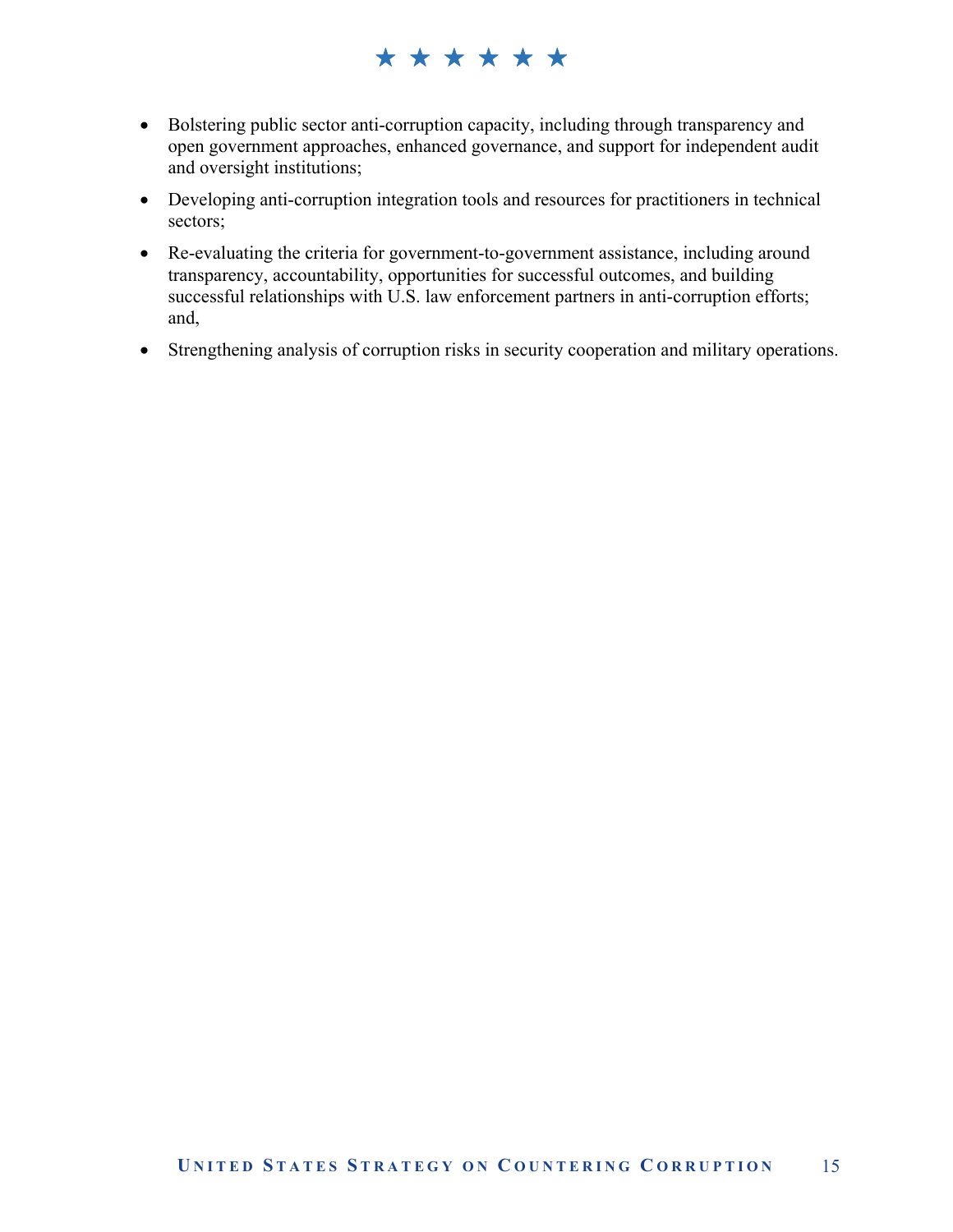- Bolstering public sector anti-corruption capacity, including through transparency and open government approaches, enhanced governance, and support for independent audit and oversight institutions;
- Developing anti-corruption integration tools and resources for practitioners in technical sectors;
- Re-evaluating the criteria for government-to-government assistance, including around transparency, accountability, opportunities for successful outcomes, and building successful relationships with U.S. law enforcement partners in anti-corruption efforts; and,
- Strengthening analysis of corruption risks in security cooperation and military operations.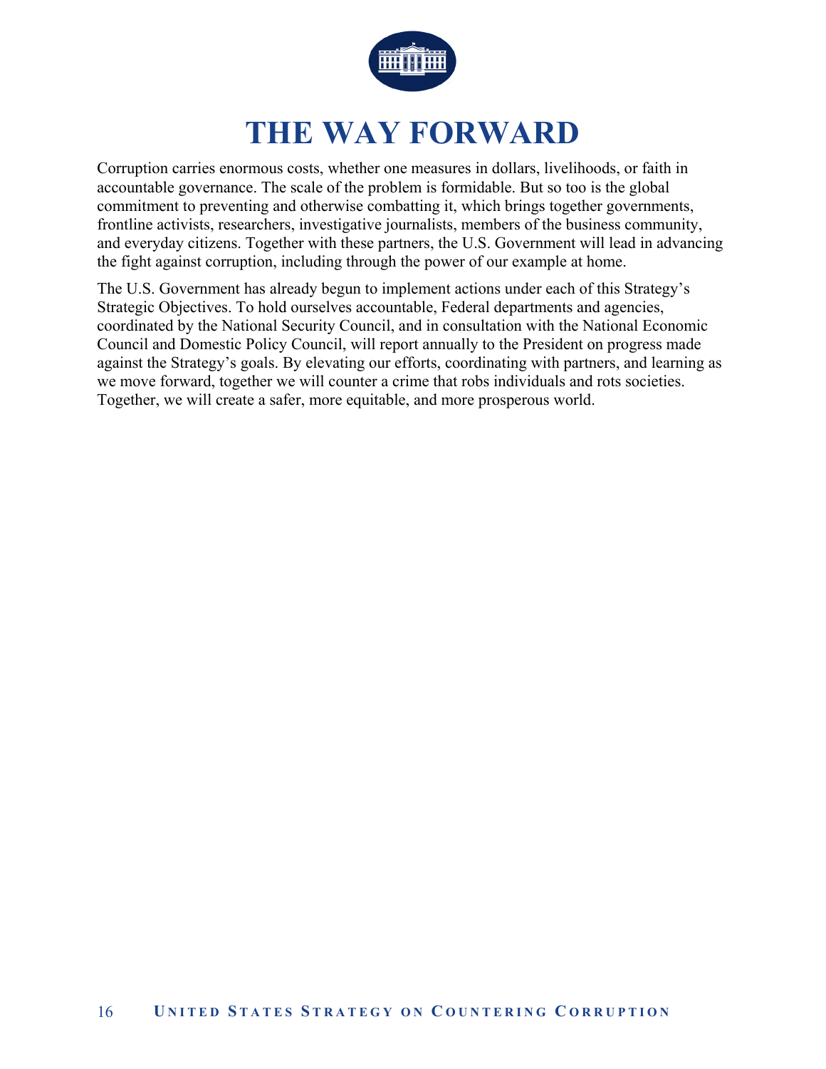# THE WAY FORWARD

Corruption carries enormous costs, whether one measures in dollars, livelihoods, or faith in accountable governance. The scale of the problem is formidable. But so too is the global commitment to preventing and otherwise combatting it, which brings together governments, frontline activists, researchers, investigative journalists, members of the business community, and everyday citizens. Together with these partners, the U.S. Government will lead in advancing the fight against corruption, including through the power of our example at home.

The U.S. Government has already begun to implement actions under each of this Strategy's Strategic Objectives. To hold ourselves accountable, Federal departments and agencies, coordinated by the National Security Council, and in consultation with the National Economic Council and Domestic Policy Council, will report annually to the President on progress made against the Strategy's goals. By elevating our efforts, coordinating with partners, and learning as we move forward, together we will counter a crime that robs individuals and rots societies. Together, we will create a safer, more equitable, and more prosperous world.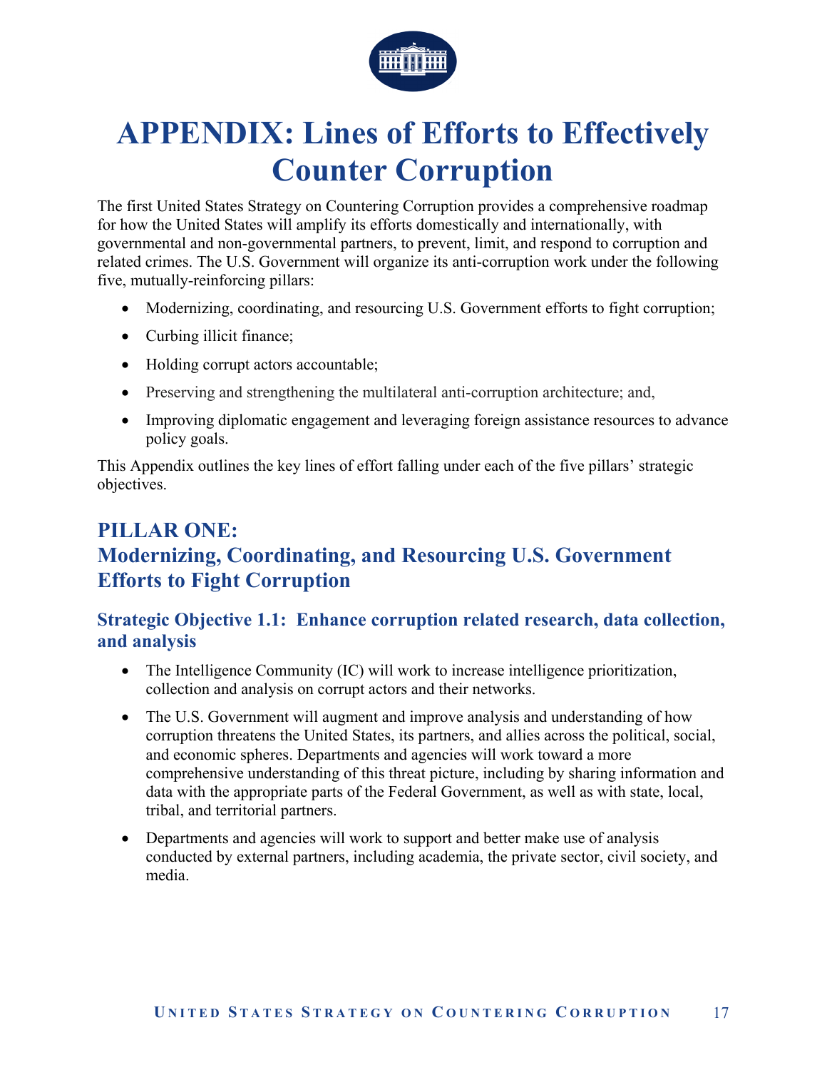# APPENDIX: Lines of Efforts to Effectively Counter Corruption

The first United States Strategy on Countering Corruption provides a comprehensive roadmap for how the United States will amplify its efforts domestically and internationally, with governmental and non-governmental partners, to prevent, limit, and respond to corruption and related crimes. The U.S. Government will organize its anti-corruption work under the following five, mutually-reinforcing pillars:

- Modernizing, coordinating, and resourcing U.S. Government efforts to fight corruption;
- Curbing illicit finance;
- Holding corrupt actors accountable;
- Preserving and strengthening the multilateral anti-corruption architecture; and,
- Improving diplomatic engagement and leveraging foreign assistance resources to advance policy goals.

This Appendix outlines the key lines of effort falling under each of the five pillars' strategic objectives.

## PILLAR ONE: Modernizing, Coordinating, and Resourcing U.S. Government Efforts to Fight Corruption

### Strategic Objective 1.1: Enhance corruption related research, data collection, and analysis

- The Intelligence Community (IC) will work to increase intelligence prioritization, collection and analysis on corrupt actors and their networks.
- The U.S. Government will augment and improve analysis and understanding of how corruption threatens the United States, its partners, and allies across the political, social, and economic spheres. Departments and agencies will work toward a more comprehensive understanding of this threat picture, including by sharing information and data with the appropriate parts of the Federal Government, as well as with state, local, tribal, and territorial partners.
- Departments and agencies will work to support and better make use of analysis conducted by external partners, including academia, the private sector, civil society, and media.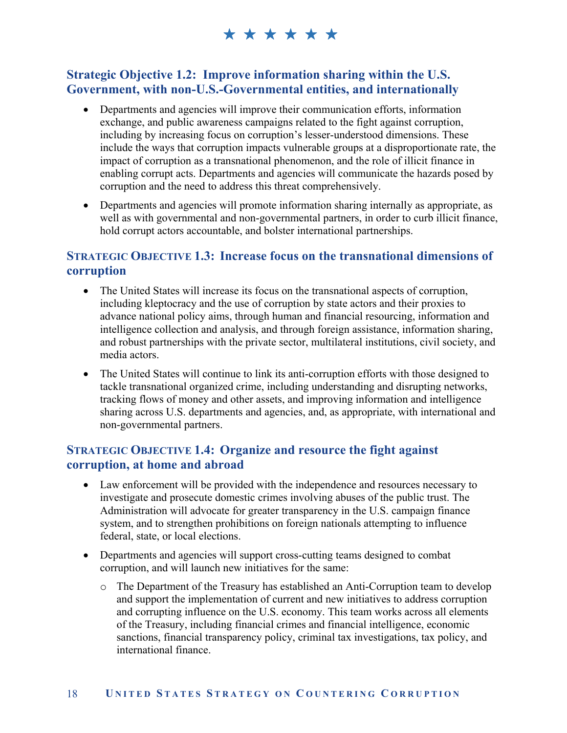### Strategic Objective 1.2: Improve information sharing within the U.S. Government, with non-U.S.-Governmental entities, and internationally

- Departments and agencies will improve their communication efforts, information exchange, and public awareness campaigns related to the fight against corruption, including by increasing focus on corruption's lesser-understood dimensions. These include the ways that corruption impacts vulnerable groups at a disproportionate rate, the impact of corruption as a transnational phenomenon, and the role of illicit finance in enabling corrupt acts. Departments and agencies will communicate the hazards posed by corruption and the need to address this threat comprehensively.
- Departments and agencies will promote information sharing internally as appropriate, as well as with governmental and non-governmental partners, in order to curb illicit finance, hold corrupt actors accountable, and bolster international partnerships.

### Strategic Objective 1.3: Increase focus on the transnational dimensions of corruption

- The United States will increase its focus on the transnational aspects of corruption, including kleptocracy and the use of corruption by state actors and their proxies to advance national policy aims, through human and financial resourcing, information and intelligence collection and analysis, and through foreign assistance, information sharing, and robust partnerships with the private sector, multilateral institutions, civil society, and media actors.
- The United States will continue to link its anti-corruption efforts with those designed to tackle transnational organized crime, including understanding and disrupting networks, tracking flows of money and other assets, and improving information and intelligence sharing across U.S. departments and agencies, and, as appropriate, with international and non-governmental partners.

### Strategic Objective 1.4: Organize and resource the fight against corruption, at home and abroad

- Law enforcement will be provided with the independence and resources necessary to investigate and prosecute domestic crimes involving abuses of the public trust. The Administration will advocate for greater transparency in the U.S. campaign finance system, and to strengthen prohibitions on foreign nationals attempting to influence federal, state, or local elections.
- Departments and agencies will support cross-cutting teams designed to combat corruption, and will launch new initiatives for the same:
  - The Department of the Treasury has established an Anti-Corruption team to develop and support the implementation of current and new initiatives to address corruption and corrupting influence on the U.S. economy. This team works across all elements of the Treasury, including financial crimes and financial intelligence, economic sanctions, financial transparency policy, criminal tax investigations, tax policy, and international finance.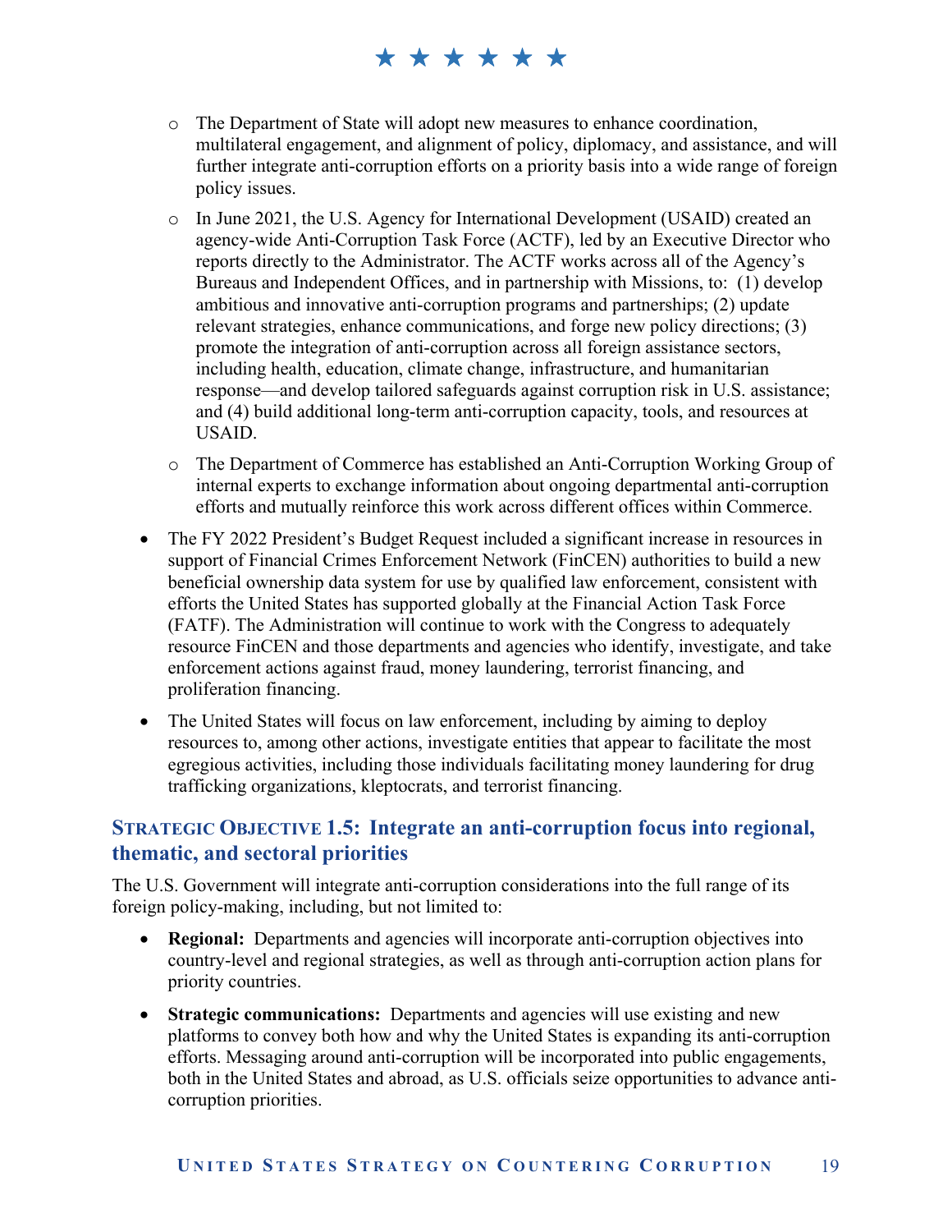- The Department of State will adopt new measures to enhance coordination, multilateral engagement, and alignment of policy, diplomacy, and assistance, and will further integrate anti-corruption efforts on a priority basis into a wide range of foreign policy issues.
  - In June 2021, the U.S. Agency for International Development (USAID) created an agency-wide Anti-Corruption Task Force (ACTF), led by an Executive Director who reports directly to the Administrator. The ACTF works across all of the Agency's Bureaus and Independent Offices, and in partnership with Missions, to: (1) develop ambitious and innovative anti-corruption programs and partnerships; (2) update relevant strategies, enhance communications, and forge new policy directions; (3) promote the integration of anti-corruption across all foreign assistance sectors, including health, education, climate change, infrastructure, and humanitarian response—and develop tailored safeguards against corruption risk in U.S. assistance; and (4) build additional long-term anti-corruption capacity, tools, and resources at USAID.
  - The Department of Commerce has established an Anti-Corruption Working Group of internal experts to exchange information about ongoing departmental anti-corruption efforts and mutually reinforce this work across different offices within Commerce.
- The FY 2022 President's Budget Request included a significant increase in resources in support of Financial Crimes Enforcement Network (FinCEN) authorities to build a new beneficial ownership data system for use by qualified law enforcement, consistent with efforts the United States has supported globally at the Financial Action Task Force (FATF). The Administration will continue to work with the Congress to adequately resource FinCEN and those departments and agencies who identify, investigate, and take enforcement actions against fraud, money laundering, terrorist financing, and proliferation financing.
- The United States will focus on law enforcement, including by aiming to deploy resources to, among other actions, investigate entities that appear to facilitate the most egregious activities, including those individuals facilitating money laundering for drug trafficking organizations, kleptocrats, and terrorist financing.

### Strategic Objective 1.5: Integrate an anti-corruption focus into regional, thematic, and sectoral priorities

The U.S. Government will integrate anti-corruption considerations into the full range of its foreign policy-making, including, but not limited to:

- **Regional:** Departments and agencies will incorporate anti-corruption objectives into country-level and regional strategies, as well as through anti-corruption action plans for priority countries.
- **Strategic communications:** Departments and agencies will use existing and new platforms to convey both how and why the United States is expanding its anti-corruption efforts. Messaging around anti-corruption will be incorporated into public engagements, both in the United States and abroad, as U.S. officials seize opportunities to advance anti-corruption priorities.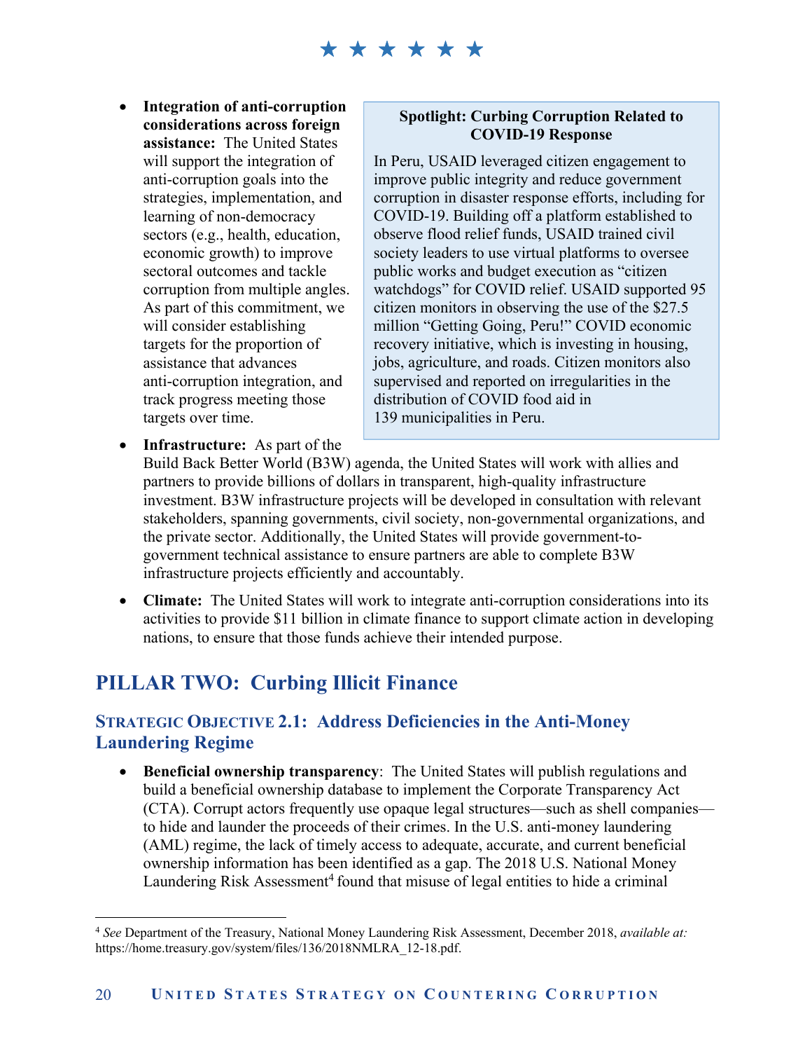- **Integration of anti-corruption considerations across foreign assistance:** The United States will support the integration of anti-corruption goals into the strategies, implementation, and learning of non-democracy sectors (e.g., health, education, economic growth) to improve sectoral outcomes and tackle corruption from multiple angles. As part of this commitment, we will consider establishing targets for the proportion of assistance that advances anti-corruption integration, and track progress meeting those targets over time.

> **Spotlight: Curbing Corruption Related to COVID-19 Response**
>
> In Peru, USAID leveraged citizen engagement to improve public integrity and reduce government corruption in disaster response efforts, including for COVID-19. Building off a platform established to observe flood relief funds, USAID trained civil society leaders to use virtual platforms to oversee public works and budget execution as "citizen watchdogs" for COVID relief. USAID supported 95 citizen monitors in observing the use of the $27.5 million "Getting Going, Peru!" COVID economic recovery initiative, which is investing in housing, jobs, agriculture, and roads. Citizen monitors also supervised and reported on irregularities in the distribution of COVID food aid in 139 municipalities in Peru.

- **Infrastructure:** As part of the Build Back Better World (B3W) agenda, the United States will work with allies and partners to provide billions of dollars in transparent, high-quality infrastructure investment. B3W infrastructure projects will be developed in consultation with relevant stakeholders, spanning governments, civil society, non-governmental organizations, and the private sector. Additionally, the United States will provide government-to-government technical assistance to ensure partners are able to complete B3W infrastructure projects efficiently and accountably.

- **Climate:** The United States will work to integrate anti-corruption considerations into its activities to provide $11 billion in climate finance to support climate action in developing nations, to ensure that those funds achieve their intended purpose.

## PILLAR TWO: Curbing Illicit Finance

### Strategic Objective 2.1: Address Deficiencies in the Anti-Money Laundering Regime

- **Beneficial ownership transparency**: The United States will publish regulations and build a beneficial ownership database to implement the Corporate Transparency Act (CTA). Corrupt actors frequently use opaque legal structures—such as shell companies—to hide and launder the proceeds of their crimes. In the U.S. anti-money laundering (AML) regime, the lack of timely access to adequate, accurate, and current beneficial ownership information has been identified as a gap. The 2018 U.S. National Money Laundering Risk Assessment[4] found that misuse of legal entities to hide a criminal

[4] *See* Department of the Treasury, National Money Laundering Risk Assessment, December 2018, *available at:* https://home.treasury.gov/system/files/136/2018NMLRA_12-18.pdf.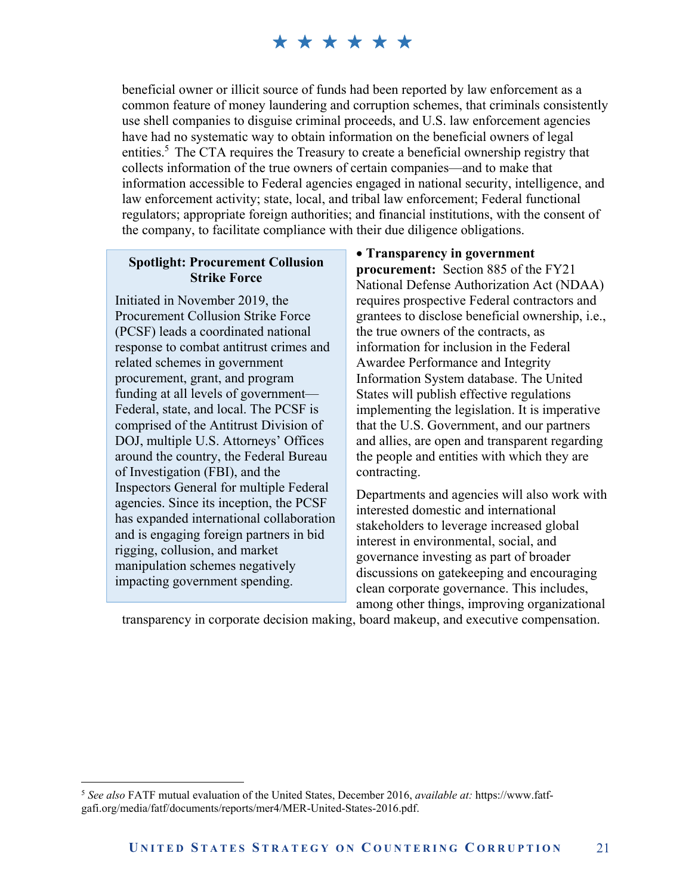beneficial owner or illicit source of funds had been reported by law enforcement as a common feature of money laundering and corruption schemes, that criminals consistently use shell companies to disguise criminal proceeds, and U.S. law enforcement agencies have had no systematic way to obtain information on the beneficial owners of legal entities.[5] The CTA requires the Treasury to create a beneficial ownership registry that collects information of the true owners of certain companies—and to make that information accessible to Federal agencies engaged in national security, intelligence, and law enforcement activity; state, local, and tribal law enforcement; Federal functional regulators; appropriate foreign authorities; and financial institutions, with the consent of the company, to facilitate compliance with their due diligence obligations.

> **Spotlight: Procurement Collusion Strike Force**
>
> Initiated in November 2019, the Procurement Collusion Strike Force (PCSF) leads a coordinated national response to combat antitrust crimes and related schemes in government procurement, grant, and program funding at all levels of government—Federal, state, and local. The PCSF is comprised of the Antitrust Division of DOJ, multiple U.S. Attorneys' Offices around the country, the Federal Bureau of Investigation (FBI), and the Inspectors General for multiple Federal agencies. Since its inception, the PCSF has expanded international collaboration and is engaging foreign partners in bid rigging, collusion, and market manipulation schemes negatively impacting government spending.

- **Transparency in government procurement:** Section 885 of the FY21 National Defense Authorization Act (NDAA) requires prospective Federal contractors and grantees to disclose beneficial ownership, i.e., the true owners of the contracts, as information for inclusion in the Federal Awardee Performance and Integrity Information System database. The United States will publish effective regulations implementing the legislation. It is imperative that the U.S. Government, and our partners and allies, are open and transparent regarding the people and entities with which they are contracting.

Departments and agencies will also work with interested domestic and international stakeholders to leverage increased global interest in environmental, social, and governance investing as part of broader discussions on gatekeeping and encouraging clean corporate governance. This includes, among other things, improving organizational transparency in corporate decision making, board makeup, and executive compensation.

---

[5] *See also* FATF mutual evaluation of the United States, December 2016, *available at:* https://www.fatf-gafi.org/media/fatf/documents/reports/mer4/MER-United-States-2016.pdf.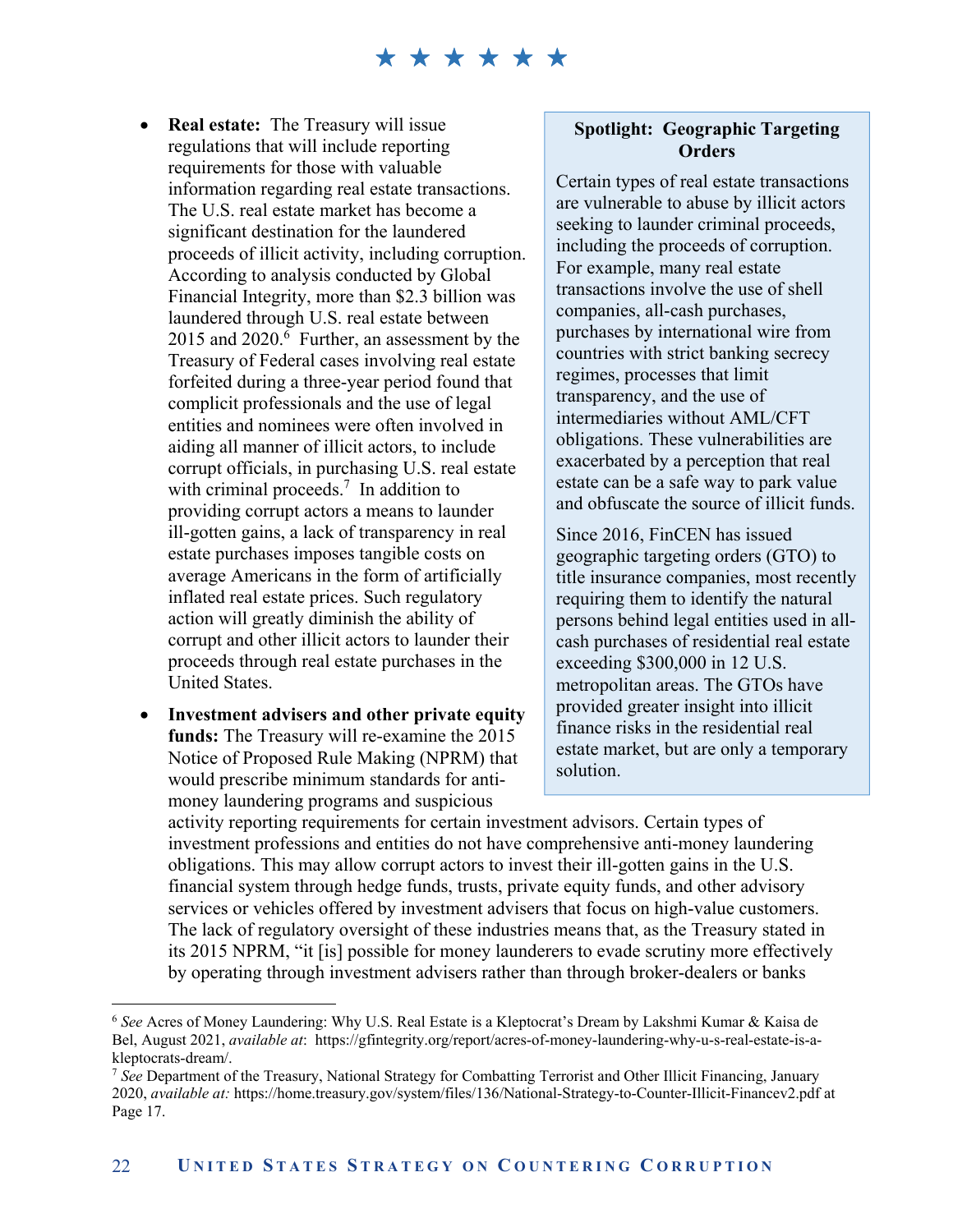- **Real estate:** The Treasury will issue regulations that will include reporting requirements for those with valuable information regarding real estate transactions. The U.S. real estate market has become a significant destination for the laundered proceeds of illicit activity, including corruption. According to analysis conducted by Global Financial Integrity, more than $2.3 billion was laundered through U.S. real estate between 2015 and 2020.[6] Further, an assessment by the Treasury of Federal cases involving real estate forfeited during a three-year period found that complicit professionals and the use of legal entities and nominees were often involved in aiding all manner of illicit actors, to include corrupt officials, in purchasing U.S. real estate with criminal proceeds.[7] In addition to providing corrupt actors a means to launder ill-gotten gains, a lack of transparency in real estate purchases imposes tangible costs on average Americans in the form of artificially inflated real estate prices. Such regulatory action will greatly diminish the ability of corrupt and other illicit actors to launder their proceeds through real estate purchases in the United States.

- **Investment advisers and other private equity funds:** The Treasury will re-examine the 2015 Notice of Proposed Rule Making (NPRM) that would prescribe minimum standards for anti-money laundering programs and suspicious activity reporting requirements for certain investment advisors. Certain types of investment professions and entities do not have comprehensive anti-money laundering obligations. This may allow corrupt actors to invest their ill-gotten gains in the U.S. financial system through hedge funds, trusts, private equity funds, and other advisory services or vehicles offered by investment advisers that focus on high-value customers. The lack of regulatory oversight of these industries means that, as the Treasury stated in its 2015 NPRM, "it [is] possible for money launderers to evade scrutiny more effectively by operating through investment advisers rather than through broker-dealers or banks

> **Spotlight: Geographic Targeting Orders**
>
> Certain types of real estate transactions are vulnerable to abuse by illicit actors seeking to launder criminal proceeds, including the proceeds of corruption. For example, many real estate transactions involve the use of shell companies, all-cash purchases, purchases by international wire from countries with strict banking secrecy regimes, processes that limit transparency, and the use of intermediaries without AML/CFT obligations. These vulnerabilities are exacerbated by a perception that real estate can be a safe way to park value and obfuscate the source of illicit funds.
>
> Since 2016, FinCEN has issued geographic targeting orders (GTO) to title insurance companies, most recently requiring them to identify the natural persons behind legal entities used in all-cash purchases of residential real estate exceeding $300,000 in 12 U.S. metropolitan areas. The GTOs have provided greater insight into illicit finance risks in the residential real estate market, but are only a temporary solution.

---

[6] *See* Acres of Money Laundering: Why U.S. Real Estate is a Kleptocrat's Dream by Lakshmi Kumar & Kaisa de Bel, August 2021, *available at*: https://gfintegrity.org/report/acres-of-money-laundering-why-u-s-real-estate-is-a-kleptocrats-dream/.

[7] *See* Department of the Treasury, National Strategy for Combatting Terrorist and Other Illicit Financing, January 2020, *available at:* https://home.treasury.gov/system/files/136/National-Strategy-to-Counter-Illicit-Financev2.pdf at Page 17.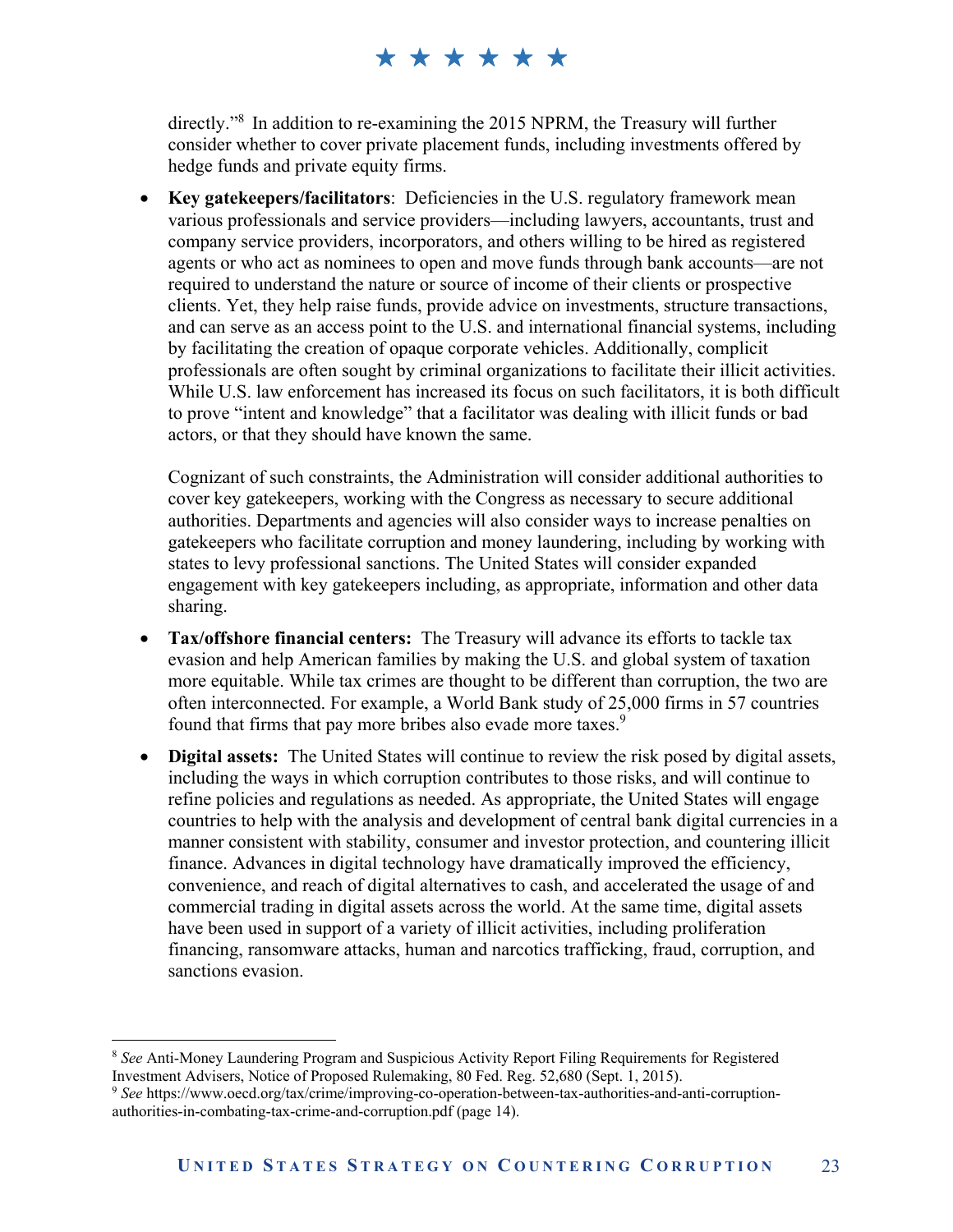directly."[8] In addition to re-examining the 2015 NPRM, the Treasury will further consider whether to cover private placement funds, including investments offered by hedge funds and private equity firms.

- **Key gatekeepers/facilitators**: Deficiencies in the U.S. regulatory framework mean various professionals and service providers—including lawyers, accountants, trust and company service providers, incorporators, and others willing to be hired as registered agents or who act as nominees to open and move funds through bank accounts—are not required to understand the nature or source of income of their clients or prospective clients. Yet, they help raise funds, provide advice on investments, structure transactions, and can serve as an access point to the U.S. and international financial systems, including by facilitating the creation of opaque corporate vehicles. Additionally, complicit professionals are often sought by criminal organizations to facilitate their illicit activities. While U.S. law enforcement has increased its focus on such facilitators, it is both difficult to prove "intent and knowledge" that a facilitator was dealing with illicit funds or bad actors, or that they should have known the same.

  Cognizant of such constraints, the Administration will consider additional authorities to cover key gatekeepers, working with the Congress as necessary to secure additional authorities. Departments and agencies will also consider ways to increase penalties on gatekeepers who facilitate corruption and money laundering, including by working with states to levy professional sanctions. The United States will consider expanded engagement with key gatekeepers including, as appropriate, information and other data sharing.

- **Tax/offshore financial centers:** The Treasury will advance its efforts to tackle tax evasion and help American families by making the U.S. and global system of taxation more equitable. While tax crimes are thought to be different than corruption, the two are often interconnected. For example, a World Bank study of 25,000 firms in 57 countries found that firms that pay more bribes also evade more taxes.[9]

- **Digital assets:** The United States will continue to review the risk posed by digital assets, including the ways in which corruption contributes to those risks, and will continue to refine policies and regulations as needed. As appropriate, the United States will engage countries to help with the analysis and development of central bank digital currencies in a manner consistent with stability, consumer and investor protection, and countering illicit finance. Advances in digital technology have dramatically improved the efficiency, convenience, and reach of digital alternatives to cash, and accelerated the usage of and commercial trading in digital assets across the world. At the same time, digital assets have been used in support of a variety of illicit activities, including proliferation financing, ransomware attacks, human and narcotics trafficking, fraud, corruption, and sanctions evasion.

---

[8] *See* Anti-Money Laundering Program and Suspicious Activity Report Filing Requirements for Registered Investment Advisers, Notice of Proposed Rulemaking, 80 Fed. Reg. 52,680 (Sept. 1, 2015).

[9] *See* https://www.oecd.org/tax/crime/improving-co-operation-between-tax-authorities-and-anti-corruption-authorities-in-combating-tax-crime-and-corruption.pdf (page 14).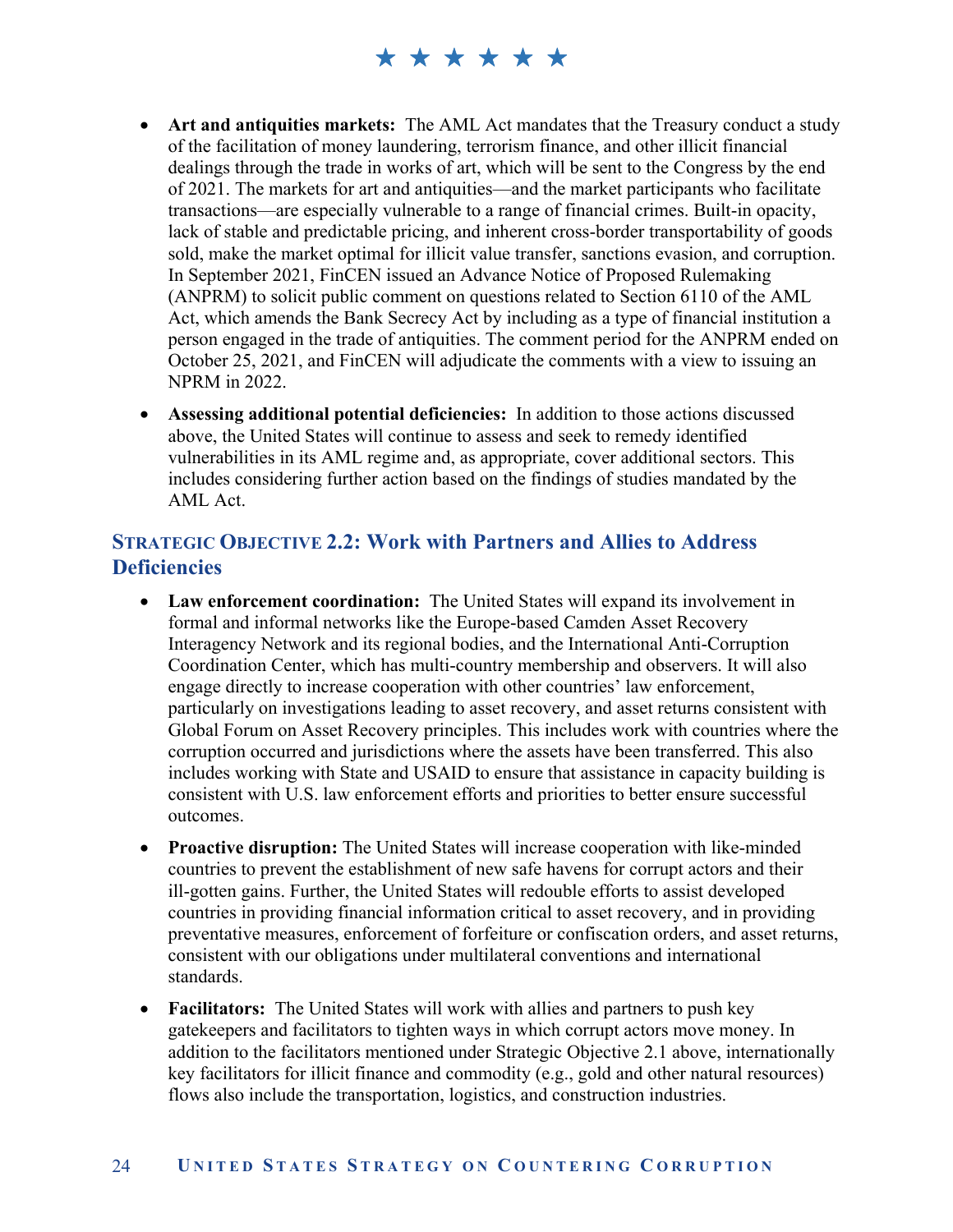- **Art and antiquities markets:** The AML Act mandates that the Treasury conduct a study of the facilitation of money laundering, terrorism finance, and other illicit financial dealings through the trade in works of art, which will be sent to the Congress by the end of 2021. The markets for art and antiquities—and the market participants who facilitate transactions—are especially vulnerable to a range of financial crimes. Built-in opacity, lack of stable and predictable pricing, and inherent cross-border transportability of goods sold, make the market optimal for illicit value transfer, sanctions evasion, and corruption. In September 2021, FinCEN issued an Advance Notice of Proposed Rulemaking (ANPRM) to solicit public comment on questions related to Section 6110 of the AML Act, which amends the Bank Secrecy Act by including as a type of financial institution a person engaged in the trade of antiquities. The comment period for the ANPRM ended on October 25, 2021, and FinCEN will adjudicate the comments with a view to issuing an NPRM in 2022.
- **Assessing additional potential deficiencies:** In addition to those actions discussed above, the United States will continue to assess and seek to remedy identified vulnerabilities in its AML regime and, as appropriate, cover additional sectors. This includes considering further action based on the findings of studies mandated by the AML Act.

### Strategic Objective 2.2: Work with Partners and Allies to Address Deficiencies

- **Law enforcement coordination:** The United States will expand its involvement in formal and informal networks like the Europe-based Camden Asset Recovery Interagency Network and its regional bodies, and the International Anti-Corruption Coordination Center, which has multi-country membership and observers. It will also engage directly to increase cooperation with other countries' law enforcement, particularly on investigations leading to asset recovery, and asset returns consistent with Global Forum on Asset Recovery principles. This includes work with countries where the corruption occurred and jurisdictions where the assets have been transferred. This also includes working with State and USAID to ensure that assistance in capacity building is consistent with U.S. law enforcement efforts and priorities to better ensure successful outcomes.
- **Proactive disruption:** The United States will increase cooperation with like-minded countries to prevent the establishment of new safe havens for corrupt actors and their ill-gotten gains. Further, the United States will redouble efforts to assist developed countries in providing financial information critical to asset recovery, and in providing preventative measures, enforcement of forfeiture or confiscation orders, and asset returns, consistent with our obligations under multilateral conventions and international standards.
- **Facilitators:** The United States will work with allies and partners to push key gatekeepers and facilitators to tighten ways in which corrupt actors move money. In addition to the facilitators mentioned under Strategic Objective 2.1 above, internationally key facilitators for illicit finance and commodity (e.g., gold and other natural resources) flows also include the transportation, logistics, and construction industries.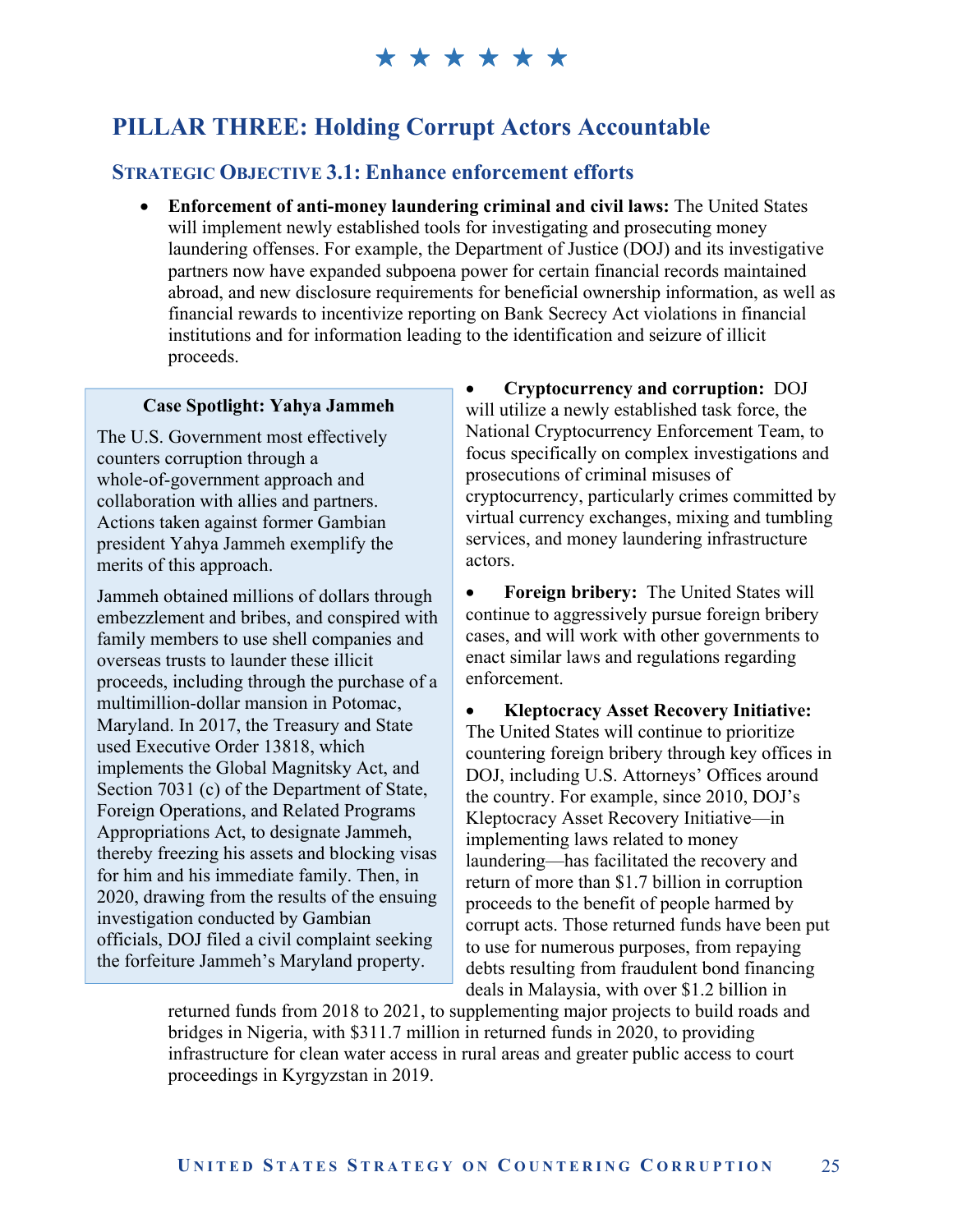## PILLAR THREE: Holding Corrupt Actors Accountable

### STRATEGIC OBJECTIVE 3.1: Enhance enforcement efforts

- **Enforcement of anti-money laundering criminal and civil laws:** The United States will implement newly established tools for investigating and prosecuting money laundering offenses. For example, the Department of Justice (DOJ) and its investigative partners now have expanded subpoena power for certain financial records maintained abroad, and new disclosure requirements for beneficial ownership information, as well as financial rewards to incentivize reporting on Bank Secrecy Act violations in financial institutions and for information leading to the identification and seizure of illicit proceeds.

> **Case Spotlight: Yahya Jammeh**
>
> The U.S. Government most effectively counters corruption through a whole-of-government approach and collaboration with allies and partners. Actions taken against former Gambian president Yahya Jammeh exemplify the merits of this approach.
>
> Jammeh obtained millions of dollars through embezzlement and bribes, and conspired with family members to use shell companies and overseas trusts to launder these illicit proceeds, including through the purchase of a multimillion-dollar mansion in Potomac, Maryland. In 2017, the Treasury and State used Executive Order 13818, which implements the Global Magnitsky Act, and Section 7031 (c) of the Department of State, Foreign Operations, and Related Programs Appropriations Act, to designate Jammeh, thereby freezing his assets and blocking visas for him and his immediate family. Then, in 2020, drawing from the results of the ensuing investigation conducted by Gambian officials, DOJ filed a civil complaint seeking the forfeiture Jammeh's Maryland property.

- **Cryptocurrency and corruption:** DOJ will utilize a newly established task force, the National Cryptocurrency Enforcement Team, to focus specifically on complex investigations and prosecutions of criminal misuses of cryptocurrency, particularly crimes committed by virtual currency exchanges, mixing and tumbling services, and money laundering infrastructure actors.

- **Foreign bribery:** The United States will continue to aggressively pursue foreign bribery cases, and will work with other governments to enact similar laws and regulations regarding enforcement.

- **Kleptocracy Asset Recovery Initiative:** The United States will continue to prioritize countering foreign bribery through key offices in DOJ, including U.S. Attorneys' Offices around the country. For example, since 2010, DOJ's Kleptocracy Asset Recovery Initiative—in implementing laws related to money laundering—has facilitated the recovery and return of more than $1.7 billion in corruption proceeds to the benefit of people harmed by corrupt acts. Those returned funds have been put to use for numerous purposes, from repaying debts resulting from fraudulent bond financing deals in Malaysia, with over $1.2 billion in returned funds from 2018 to 2021, to supplementing major projects to build roads and bridges in Nigeria, with $311.7 million in returned funds in 2020, to providing infrastructure for clean water access in rural areas and greater public access to court proceedings in Kyrgyzstan in 2019.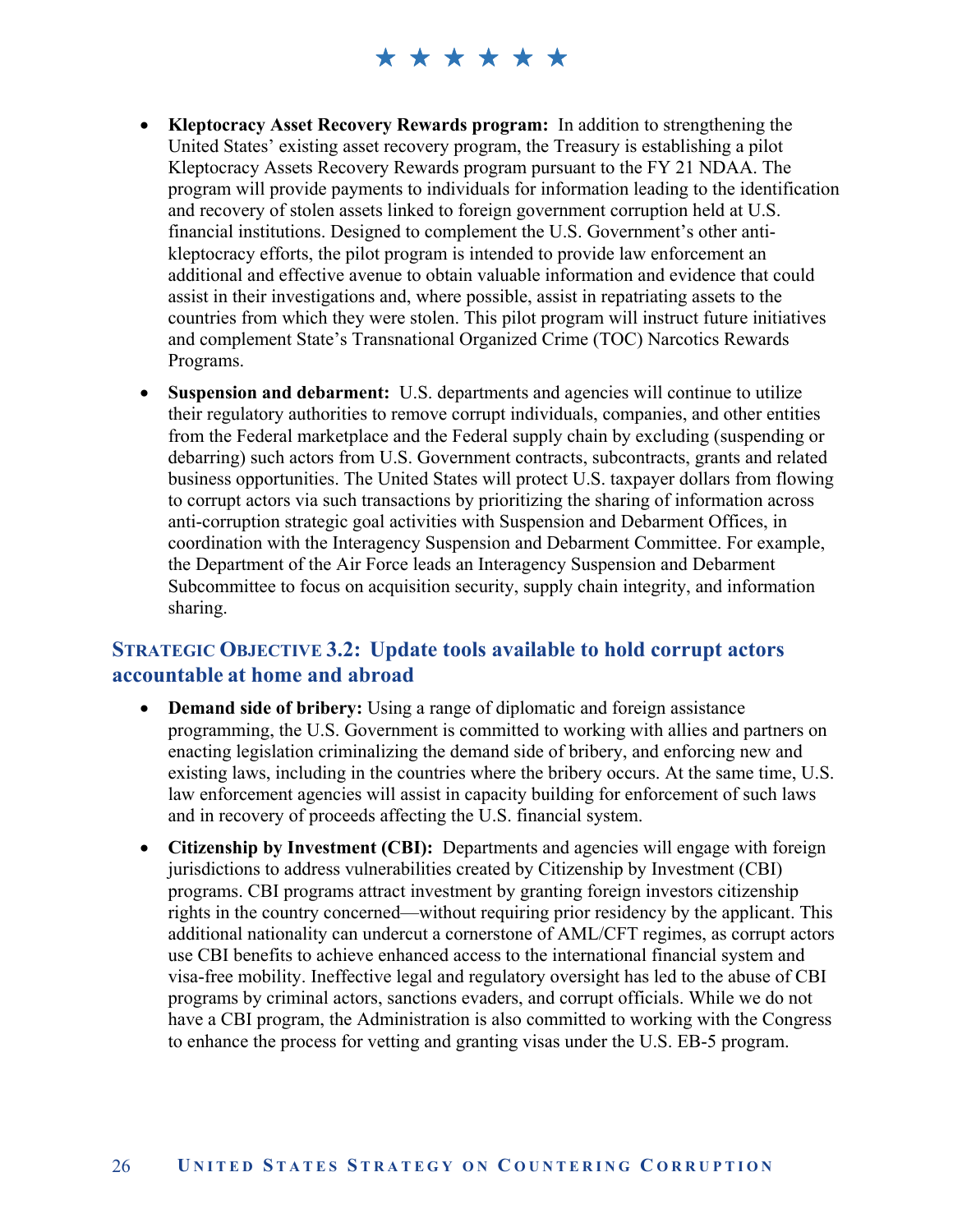- **Kleptocracy Asset Recovery Rewards program:** In addition to strengthening the United States' existing asset recovery program, the Treasury is establishing a pilot Kleptocracy Assets Recovery Rewards program pursuant to the FY 21 NDAA. The program will provide payments to individuals for information leading to the identification and recovery of stolen assets linked to foreign government corruption held at U.S. financial institutions. Designed to complement the U.S. Government's other anti-kleptocracy efforts, the pilot program is intended to provide law enforcement an additional and effective avenue to obtain valuable information and evidence that could assist in their investigations and, where possible, assist in repatriating assets to the countries from which they were stolen. This pilot program will instruct future initiatives and complement State's Transnational Organized Crime (TOC) Narcotics Rewards Programs.
- **Suspension and debarment:** U.S. departments and agencies will continue to utilize their regulatory authorities to remove corrupt individuals, companies, and other entities from the Federal marketplace and the Federal supply chain by excluding (suspending or debarring) such actors from U.S. Government contracts, subcontracts, grants and related business opportunities. The United States will protect U.S. taxpayer dollars from flowing to corrupt actors via such transactions by prioritizing the sharing of information across anti-corruption strategic goal activities with Suspension and Debarment Offices, in coordination with the Interagency Suspension and Debarment Committee. For example, the Department of the Air Force leads an Interagency Suspension and Debarment Subcommittee to focus on acquisition security, supply chain integrity, and information sharing.

### Strategic Objective 3.2: Update tools available to hold corrupt actors accountable at home and abroad

- **Demand side of bribery:** Using a range of diplomatic and foreign assistance programming, the U.S. Government is committed to working with allies and partners on enacting legislation criminalizing the demand side of bribery, and enforcing new and existing laws, including in the countries where the bribery occurs. At the same time, U.S. law enforcement agencies will assist in capacity building for enforcement of such laws and in recovery of proceeds affecting the U.S. financial system.
- **Citizenship by Investment (CBI):** Departments and agencies will engage with foreign jurisdictions to address vulnerabilities created by Citizenship by Investment (CBI) programs. CBI programs attract investment by granting foreign investors citizenship rights in the country concerned—without requiring prior residency by the applicant. This additional nationality can undercut a cornerstone of AML/CFT regimes, as corrupt actors use CBI benefits to achieve enhanced access to the international financial system and visa-free mobility. Ineffective legal and regulatory oversight has led to the abuse of CBI programs by criminal actors, sanctions evaders, and corrupt officials. While we do not have a CBI program, the Administration is also committed to working with the Congress to enhance the process for vetting and granting visas under the U.S. EB-5 program.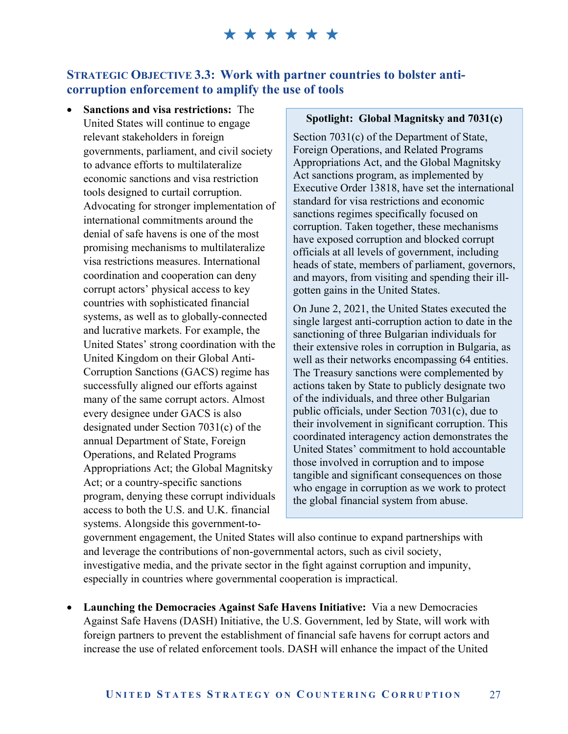## Strategic Objective 3.3: Work with partner countries to bolster anti-corruption enforcement to amplify the use of tools

- **Sanctions and visa restrictions:** The United States will continue to engage relevant stakeholders in foreign governments, parliament, and civil society to advance efforts to multilateralize economic sanctions and visa restriction tools designed to curtail corruption. Advocating for stronger implementation of international commitments around the denial of safe havens is one of the most promising mechanisms to multilateralize visa restrictions measures. International coordination and cooperation can deny corrupt actors' physical access to key countries with sophisticated financial systems, as well as to globally-connected and lucrative markets. For example, the United States' strong coordination with the United Kingdom on their Global Anti-Corruption Sanctions (GACS) regime has successfully aligned our efforts against many of the same corrupt actors. Almost every designee under GACS is also designated under Section 7031(c) of the annual Department of State, Foreign Operations, and Related Programs Appropriations Act; the Global Magnitsky Act; or a country-specific sanctions program, denying these corrupt individuals access to both the U.S. and U.K. financial systems. Alongside this government-to-government engagement, the United States will also continue to expand partnerships with and leverage the contributions of non-governmental actors, such as civil society, investigative media, and the private sector in the fight against corruption and impunity, especially in countries where governmental cooperation is impractical.

> **Spotlight: Global Magnitsky and 7031(c)**
>
> Section 7031(c) of the Department of State, Foreign Operations, and Related Programs Appropriations Act, and the Global Magnitsky Act sanctions program, as implemented by Executive Order 13818, have set the international standard for visa restrictions and economic sanctions regimes specifically focused on corruption. Taken together, these mechanisms have exposed corruption and blocked corrupt officials at all levels of government, including heads of state, members of parliament, governors, and mayors, from visiting and spending their ill-gotten gains in the United States.
>
> On June 2, 2021, the United States executed the single largest anti-corruption action to date in the sanctioning of three Bulgarian individuals for their extensive roles in corruption in Bulgaria, as well as their networks encompassing 64 entities. The Treasury sanctions were complemented by actions taken by State to publicly designate two of the individuals, and three other Bulgarian public officials, under Section 7031(c), due to their involvement in significant corruption. This coordinated interagency action demonstrates the United States' commitment to hold accountable those involved in corruption and to impose tangible and significant consequences on those who engage in corruption as we work to protect the global financial system from abuse.

- **Launching the Democracies Against Safe Havens Initiative:** Via a new Democracies Against Safe Havens (DASH) Initiative, the U.S. Government, led by State, will work with foreign partners to prevent the establishment of financial safe havens for corrupt actors and increase the use of related enforcement tools. DASH will enhance the impact of the United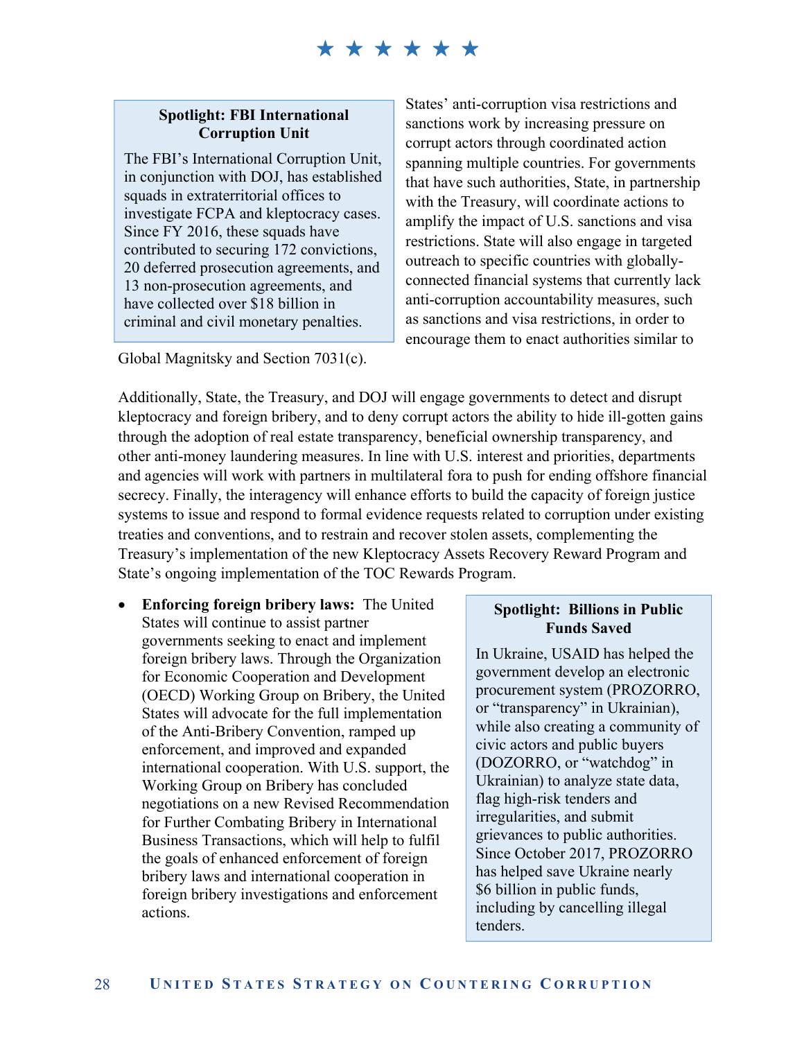**Spotlight: FBI International Corruption Unit**

The FBI's International Corruption Unit, in conjunction with DOJ, has established squads in extraterritorial offices to investigate FCPA and kleptocracy cases. Since FY 2016, these squads have contributed to securing 172 convictions, 20 deferred prosecution agreements, and 13 non-prosecution agreements, and have collected over $18 billion in criminal and civil monetary penalties.

States' anti-corruption visa restrictions and sanctions work by increasing pressure on corrupt actors through coordinated action spanning multiple countries. For governments that have such authorities, State, in partnership with the Treasury, will coordinate actions to amplify the impact of U.S. sanctions and visa restrictions. State will also engage in targeted outreach to specific countries with globally-connected financial systems that currently lack anti-corruption accountability measures, such as sanctions and visa restrictions, in order to encourage them to enact authorities similar to Global Magnitsky and Section 7031(c).

Additionally, State, the Treasury, and DOJ will engage governments to detect and disrupt kleptocracy and foreign bribery, and to deny corrupt actors the ability to hide ill-gotten gains through the adoption of real estate transparency, beneficial ownership transparency, and other anti-money laundering measures. In line with U.S. interest and priorities, departments and agencies will work with partners in multilateral fora to push for ending offshore financial secrecy. Finally, the interagency will enhance efforts to build the capacity of foreign justice systems to issue and respond to formal evidence requests related to corruption under existing treaties and conventions, and to restrain and recover stolen assets, complementing the Treasury's implementation of the new Kleptocracy Assets Recovery Reward Program and State's ongoing implementation of the TOC Rewards Program.

- **Enforcing foreign bribery laws:** The United States will continue to assist partner governments seeking to enact and implement foreign bribery laws. Through the Organization for Economic Cooperation and Development (OECD) Working Group on Bribery, the United States will advocate for the full implementation of the Anti-Bribery Convention, ramped up enforcement, and improved and expanded international cooperation. With U.S. support, the Working Group on Bribery has concluded negotiations on a new Revised Recommendation for Further Combating Bribery in International Business Transactions, which will help to fulfil the goals of enhanced enforcement of foreign bribery laws and international cooperation in foreign bribery investigations and enforcement actions.

**Spotlight: Billions in Public Funds Saved**

In Ukraine, USAID has helped the government develop an electronic procurement system (PROZORRO, or "transparency" in Ukrainian), while also creating a community of civic actors and public buyers (DOZORRO, or "watchdog" in Ukrainian) to analyze state data, flag high-risk tenders and irregularities, and submit grievances to public authorities. Since October 2017, PROZORRO has helped save Ukraine nearly $6 billion in public funds, including by cancelling illegal tenders.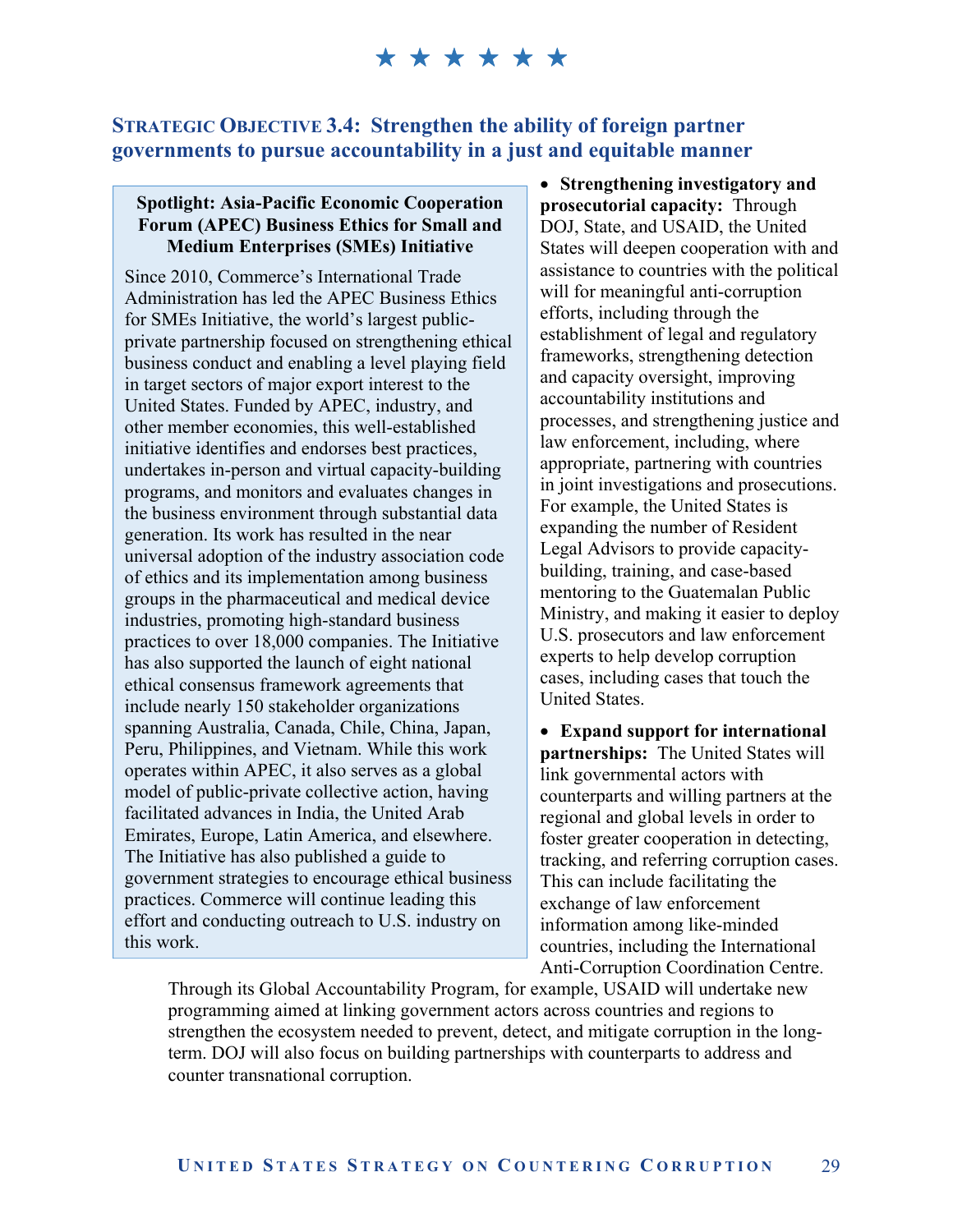★ ★ ★ ★ ★ ★

## Strategic Objective 3.4: Strengthen the ability of foreign partner governments to pursue accountability in a just and equitable manner

> **Spotlight: Asia-Pacific Economic Cooperation Forum (APEC) Business Ethics for Small and Medium Enterprises (SMEs) Initiative**
>
> Since 2010, Commerce's International Trade Administration has led the APEC Business Ethics for SMEs Initiative, the world's largest public-private partnership focused on strengthening ethical business conduct and enabling a level playing field in target sectors of major export interest to the United States. Funded by APEC, industry, and other member economies, this well-established initiative identifies and endorses best practices, undertakes in-person and virtual capacity-building programs, and monitors and evaluates changes in the business environment through substantial data generation. Its work has resulted in the near universal adoption of the industry association code of ethics and its implementation among business groups in the pharmaceutical and medical device industries, promoting high-standard business practices to over 18,000 companies. The Initiative has also supported the launch of eight national ethical consensus framework agreements that include nearly 150 stakeholder organizations spanning Australia, Canada, Chile, China, Japan, Peru, Philippines, and Vietnam. While this work operates within APEC, it also serves as a global model of public-private collective action, having facilitated advances in India, the United Arab Emirates, Europe, Latin America, and elsewhere. The Initiative has also published a guide to government strategies to encourage ethical business practices. Commerce will continue leading this effort and conducting outreach to U.S. industry on this work.

- **Strengthening investigatory and prosecutorial capacity:** Through DOJ, State, and USAID, the United States will deepen cooperation with and assistance to countries with the political will for meaningful anti-corruption efforts, including through the establishment of legal and regulatory frameworks, strengthening detection and capacity oversight, improving accountability institutions and processes, and strengthening justice and law enforcement, including, where appropriate, partnering with countries in joint investigations and prosecutions. For example, the United States is expanding the number of Resident Legal Advisors to provide capacity-building, training, and case-based mentoring to the Guatemalan Public Ministry, and making it easier to deploy U.S. prosecutors and law enforcement experts to help develop corruption cases, including cases that touch the United States.

- **Expand support for international partnerships:** The United States will link governmental actors with counterparts and willing partners at the regional and global levels in order to foster greater cooperation in detecting, tracking, and referring corruption cases. This can include facilitating the exchange of law enforcement information among like-minded countries, including the International Anti-Corruption Coordination Centre. Through its Global Accountability Program, for example, USAID will undertake new programming aimed at linking government actors across countries and regions to strengthen the ecosystem needed to prevent, detect, and mitigate corruption in the long-term. DOJ will also focus on building partnerships with counterparts to address and counter transnational corruption.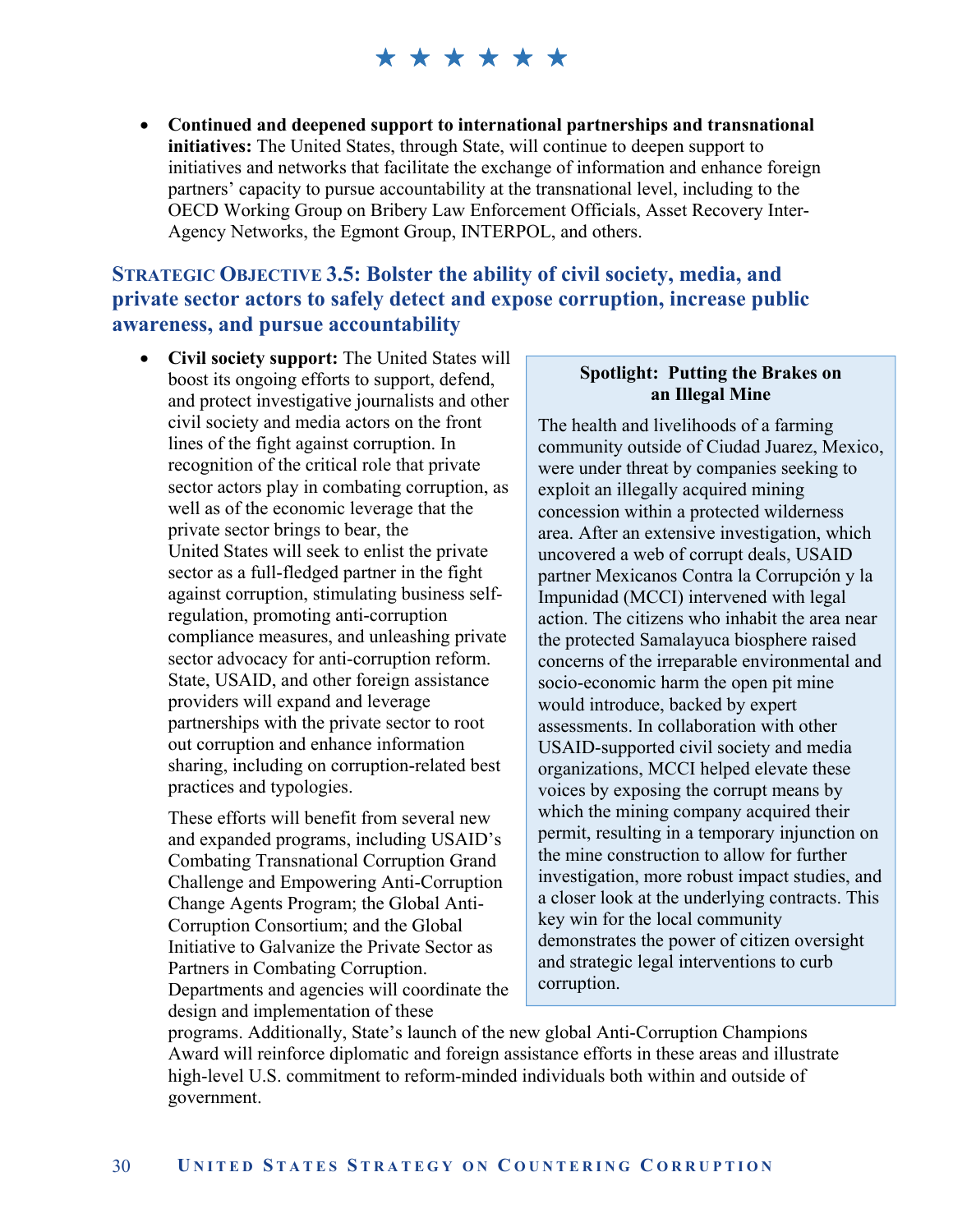- **Continued and deepened support to international partnerships and transnational initiatives:** The United States, through State, will continue to deepen support to initiatives and networks that facilitate the exchange of information and enhance foreign partners' capacity to pursue accountability at the transnational level, including to the OECD Working Group on Bribery Law Enforcement Officials, Asset Recovery Inter-Agency Networks, the Egmont Group, INTERPOL, and others.

### Strategic Objective 3.5: Bolster the ability of civil society, media, and private sector actors to safely detect and expose corruption, increase public awareness, and pursue accountability

- **Civil society support:** The United States will boost its ongoing efforts to support, defend, and protect investigative journalists and other civil society and media actors on the front lines of the fight against corruption. In recognition of the critical role that private sector actors play in combating corruption, as well as of the economic leverage that the private sector brings to bear, the United States will seek to enlist the private sector as a full-fledged partner in the fight against corruption, stimulating business self-regulation, promoting anti-corruption compliance measures, and unleashing private sector advocacy for anti-corruption reform. State, USAID, and other foreign assistance providers will expand and leverage partnerships with the private sector to root out corruption and enhance information sharing, including on corruption-related best practices and typologies.

  These efforts will benefit from several new and expanded programs, including USAID's Combating Transnational Corruption Grand Challenge and Empowering Anti-Corruption Change Agents Program; the Global Anti-Corruption Consortium; and the Global Initiative to Galvanize the Private Sector as Partners in Combating Corruption. Departments and agencies will coordinate the design and implementation of these programs. Additionally, State's launch of the new global Anti-Corruption Champions Award will reinforce diplomatic and foreign assistance efforts in these areas and illustrate high-level U.S. commitment to reform-minded individuals both within and outside of government.

> **Spotlight: Putting the Brakes on an Illegal Mine**
>
> The health and livelihoods of a farming community outside of Ciudad Juarez, Mexico, were under threat by companies seeking to exploit an illegally acquired mining concession within a protected wilderness area. After an extensive investigation, which uncovered a web of corrupt deals, USAID partner Mexicanos Contra la Corrupción y la Impunidad (MCCI) intervened with legal action. The citizens who inhabit the area near the protected Samalayuca biosphere raised concerns of the irreparable environmental and socio-economic harm the open pit mine would introduce, backed by expert assessments. In collaboration with other USAID-supported civil society and media organizations, MCCI helped elevate these voices by exposing the corrupt means by which the mining company acquired their permit, resulting in a temporary injunction on the mine construction to allow for further investigation, more robust impact studies, and a closer look at the underlying contracts. This key win for the local community demonstrates the power of citizen oversight and strategic legal interventions to curb corruption.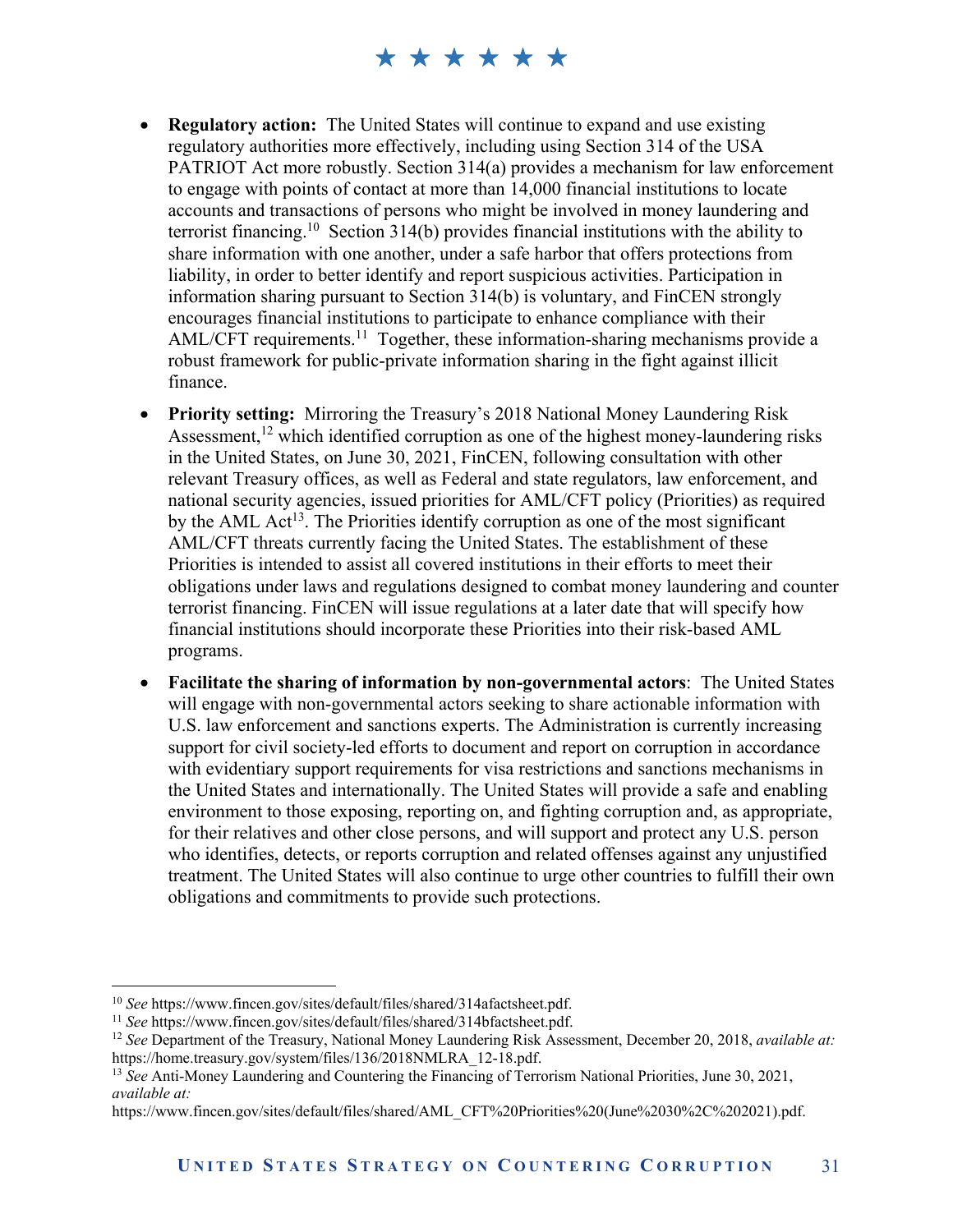- **Regulatory action:** The United States will continue to expand and use existing regulatory authorities more effectively, including using Section 314 of the USA PATRIOT Act more robustly. Section 314(a) provides a mechanism for law enforcement to engage with points of contact at more than 14,000 financial institutions to locate accounts and transactions of persons who might be involved in money laundering and terrorist financing.[10] Section 314(b) provides financial institutions with the ability to share information with one another, under a safe harbor that offers protections from liability, in order to better identify and report suspicious activities. Participation in information sharing pursuant to Section 314(b) is voluntary, and FinCEN strongly encourages financial institutions to participate to enhance compliance with their AML/CFT requirements.[11] Together, these information-sharing mechanisms provide a robust framework for public-private information sharing in the fight against illicit finance.
- **Priority setting:** Mirroring the Treasury's 2018 National Money Laundering Risk Assessment,[12] which identified corruption as one of the highest money-laundering risks in the United States, on June 30, 2021, FinCEN, following consultation with other relevant Treasury offices, as well as Federal and state regulators, law enforcement, and national security agencies, issued priorities for AML/CFT policy (Priorities) as required by the AML Act[13]. The Priorities identify corruption as one of the most significant AML/CFT threats currently facing the United States. The establishment of these Priorities is intended to assist all covered institutions in their efforts to meet their obligations under laws and regulations designed to combat money laundering and counter terrorist financing. FinCEN will issue regulations at a later date that will specify how financial institutions should incorporate these Priorities into their risk-based AML programs.
- **Facilitate the sharing of information by non-governmental actors**: The United States will engage with non-governmental actors seeking to share actionable information with U.S. law enforcement and sanctions experts. The Administration is currently increasing support for civil society-led efforts to document and report on corruption in accordance with evidentiary support requirements for visa restrictions and sanctions mechanisms in the United States and internationally. The United States will provide a safe and enabling environment to those exposing, reporting on, and fighting corruption and, as appropriate, for their relatives and other close persons, and will support and protect any U.S. person who identifies, detects, or reports corruption and related offenses against any unjustified treatment. The United States will also continue to urge other countries to fulfill their own obligations and commitments to provide such protections.

---

[10] *See* https://www.fincen.gov/sites/default/files/shared/314afactsheet.pdf.

[11] *See* https://www.fincen.gov/sites/default/files/shared/314bfactsheet.pdf.

[12] *See* Department of the Treasury, National Money Laundering Risk Assessment, December 20, 2018, *available at:* https://home.treasury.gov/system/files/136/2018NMLRA_12-18.pdf.

[13] *See* Anti-Money Laundering and Countering the Financing of Terrorism National Priorities, June 30, 2021, *available at:* https://www.fincen.gov/sites/default/files/shared/AML_CFT%20Priorities%20(June%2030%2C%202021).pdf.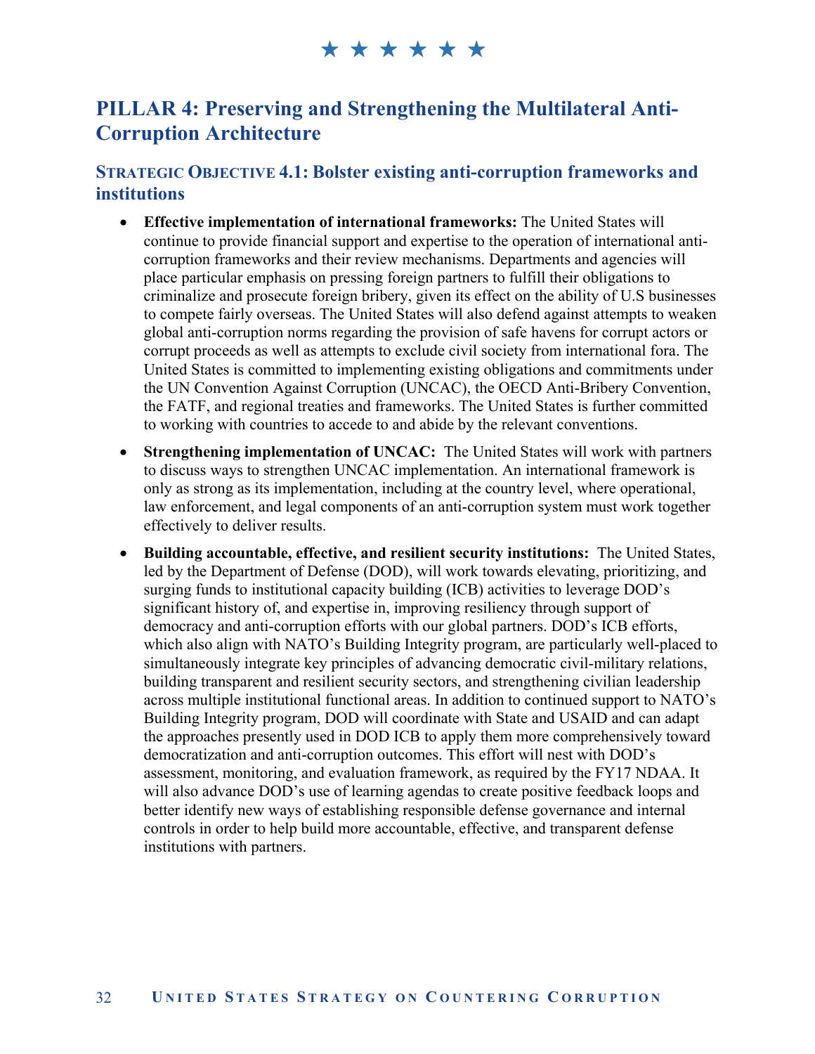## PILLAR 4: Preserving and Strengthening the Multilateral Anti-Corruption Architecture

### STRATEGIC OBJECTIVE 4.1: Bolster existing anti-corruption frameworks and institutions

- **Effective implementation of international frameworks:** The United States will continue to provide financial support and expertise to the operation of international anti-corruption frameworks and their review mechanisms. Departments and agencies will place particular emphasis on pressing foreign partners to fulfill their obligations to criminalize and prosecute foreign bribery, given its effect on the ability of U.S businesses to compete fairly overseas. The United States will also defend against attempts to weaken global anti-corruption norms regarding the provision of safe havens for corrupt actors or corrupt proceeds as well as attempts to exclude civil society from international fora. The United States is committed to implementing existing obligations and commitments under the UN Convention Against Corruption (UNCAC), the OECD Anti-Bribery Convention, the FATF, and regional treaties and frameworks. The United States is further committed to working with countries to accede to and abide by the relevant conventions.
- **Strengthening implementation of UNCAC:** The United States will work with partners to discuss ways to strengthen UNCAC implementation. An international framework is only as strong as its implementation, including at the country level, where operational, law enforcement, and legal components of an anti-corruption system must work together effectively to deliver results.
- **Building accountable, effective, and resilient security institutions:** The United States, led by the Department of Defense (DOD), will work towards elevating, prioritizing, and surging funds to institutional capacity building (ICB) activities to leverage DOD's significant history of, and expertise in, improving resiliency through support of democracy and anti-corruption efforts with our global partners. DOD's ICB efforts, which also align with NATO's Building Integrity program, are particularly well-placed to simultaneously integrate key principles of advancing democratic civil-military relations, building transparent and resilient security sectors, and strengthening civilian leadership across multiple institutional functional areas. In addition to continued support to NATO's Building Integrity program, DOD will coordinate with State and USAID and can adapt the approaches presently used in DOD ICB to apply them more comprehensively toward democratization and anti-corruption outcomes. This effort will nest with DOD's assessment, monitoring, and evaluation framework, as required by the FY17 NDAA. It will also advance DOD's use of learning agendas to create positive feedback loops and better identify new ways of establishing responsible defense governance and internal controls in order to help build more accountable, effective, and transparent defense institutions with partners.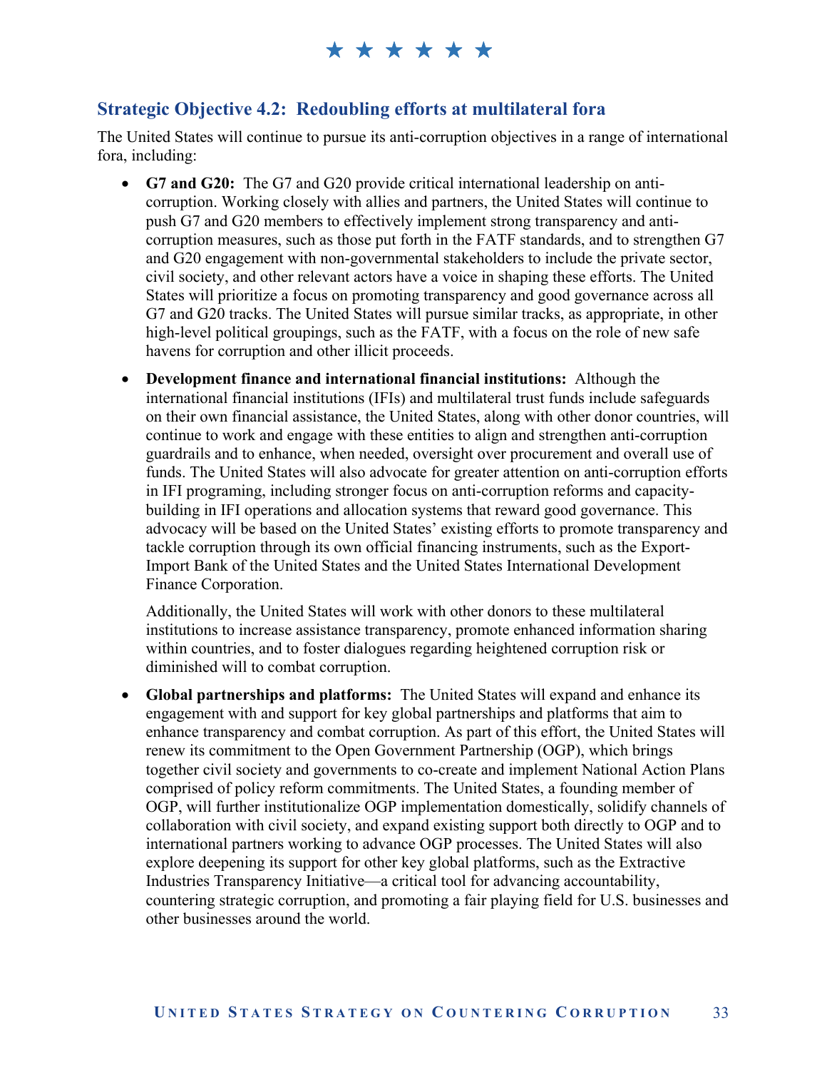## Strategic Objective 4.2: Redoubling efforts at multilateral fora

The United States will continue to pursue its anti-corruption objectives in a range of international fora, including:

- **G7 and G20:** The G7 and G20 provide critical international leadership on anti-corruption. Working closely with allies and partners, the United States will continue to push G7 and G20 members to effectively implement strong transparency and anti-corruption measures, such as those put forth in the FATF standards, and to strengthen G7 and G20 engagement with non-governmental stakeholders to include the private sector, civil society, and other relevant actors have a voice in shaping these efforts. The United States will prioritize a focus on promoting transparency and good governance across all G7 and G20 tracks. The United States will pursue similar tracks, as appropriate, in other high-level political groupings, such as the FATF, with a focus on the role of new safe havens for corruption and other illicit proceeds.

- **Development finance and international financial institutions:** Although the international financial institutions (IFIs) and multilateral trust funds include safeguards on their own financial assistance, the United States, along with other donor countries, will continue to work and engage with these entities to align and strengthen anti-corruption guardrails and to enhance, when needed, oversight over procurement and overall use of funds. The United States will also advocate for greater attention on anti-corruption efforts in IFI programing, including stronger focus on anti-corruption reforms and capacity-building in IFI operations and allocation systems that reward good governance. This advocacy will be based on the United States' existing efforts to promote transparency and tackle corruption through its own official financing instruments, such as the Export-Import Bank of the United States and the United States International Development Finance Corporation.

  Additionally, the United States will work with other donors to these multilateral institutions to increase assistance transparency, promote enhanced information sharing within countries, and to foster dialogues regarding heightened corruption risk or diminished will to combat corruption.

- **Global partnerships and platforms:** The United States will expand and enhance its engagement with and support for key global partnerships and platforms that aim to enhance transparency and combat corruption. As part of this effort, the United States will renew its commitment to the Open Government Partnership (OGP), which brings together civil society and governments to co-create and implement National Action Plans comprised of policy reform commitments. The United States, a founding member of OGP, will further institutionalize OGP implementation domestically, solidify channels of collaboration with civil society, and expand existing support both directly to OGP and to international partners working to advance OGP processes. The United States will also explore deepening its support for other key global platforms, such as the Extractive Industries Transparency Initiative—a critical tool for advancing accountability, countering strategic corruption, and promoting a fair playing field for U.S. businesses and other businesses around the world.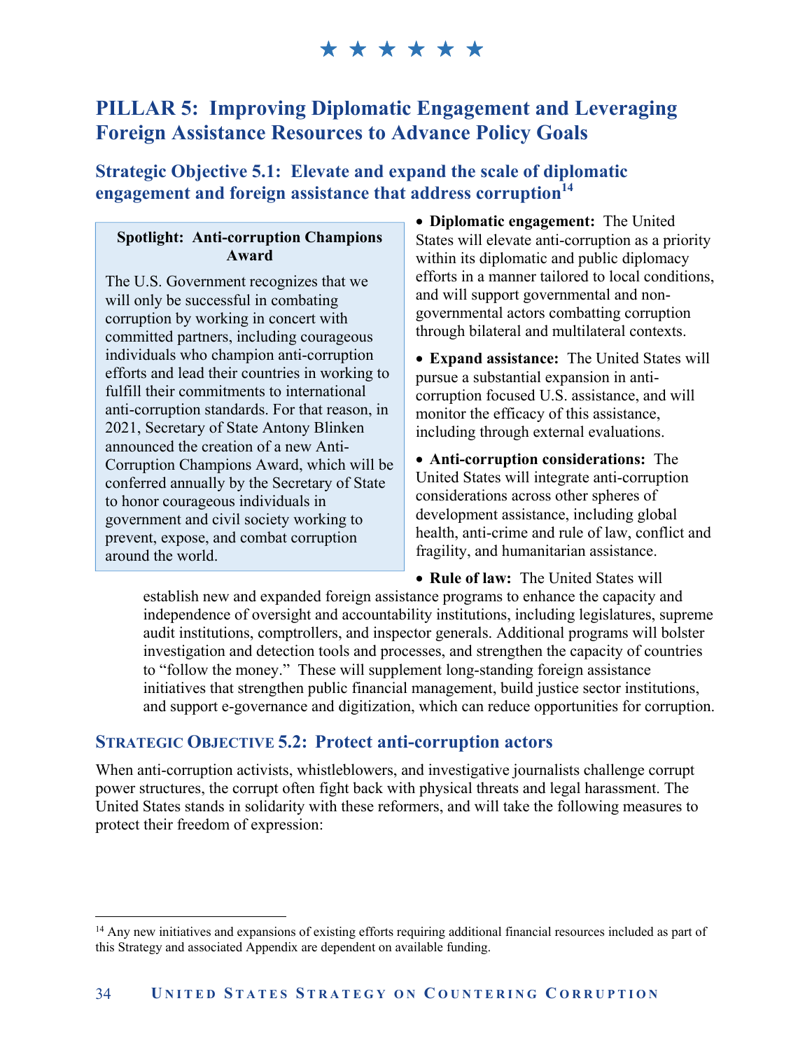## PILLAR 5: Improving Diplomatic Engagement and Leveraging Foreign Assistance Resources to Advance Policy Goals

### Strategic Objective 5.1: Elevate and expand the scale of diplomatic engagement and foreign assistance that address corruption[14]

> **Spotlight: Anti-corruption Champions Award**
>
> The U.S. Government recognizes that we will only be successful in combating corruption by working in concert with committed partners, including courageous individuals who champion anti-corruption efforts and lead their countries in working to fulfill their commitments to international anti-corruption standards. For that reason, in 2021, Secretary of State Antony Blinken announced the creation of a new Anti-Corruption Champions Award, which will be conferred annually by the Secretary of State to honor courageous individuals in government and civil society working to prevent, expose, and combat corruption around the world.

- **Diplomatic engagement:** The United States will elevate anti-corruption as a priority within its diplomatic and public diplomacy efforts in a manner tailored to local conditions, and will support governmental and non-governmental actors combatting corruption through bilateral and multilateral contexts.
- **Expand assistance:** The United States will pursue a substantial expansion in anti-corruption focused U.S. assistance, and will monitor the efficacy of this assistance, including through external evaluations.
- **Anti-corruption considerations:** The United States will integrate anti-corruption considerations across other spheres of development assistance, including global health, anti-crime and rule of law, conflict and fragility, and humanitarian assistance.
- **Rule of law:** The United States will establish new and expanded foreign assistance programs to enhance the capacity and independence of oversight and accountability institutions, including legislatures, supreme audit institutions, comptrollers, and inspector generals. Additional programs will bolster investigation and detection tools and processes, and strengthen the capacity of countries to "follow the money." These will supplement long-standing foreign assistance initiatives that strengthen public financial management, build justice sector institutions, and support e-governance and digitization, which can reduce opportunities for corruption.

### Strategic Objective 5.2: Protect anti-corruption actors

When anti-corruption activists, whistleblowers, and investigative journalists challenge corrupt power structures, the corrupt often fight back with physical threats and legal harassment. The United States stands in solidarity with these reformers, and will take the following measures to protect their freedom of expression:

---

[14] Any new initiatives and expansions of existing efforts requiring additional financial resources included as part of this Strategy and associated Appendix are dependent on available funding.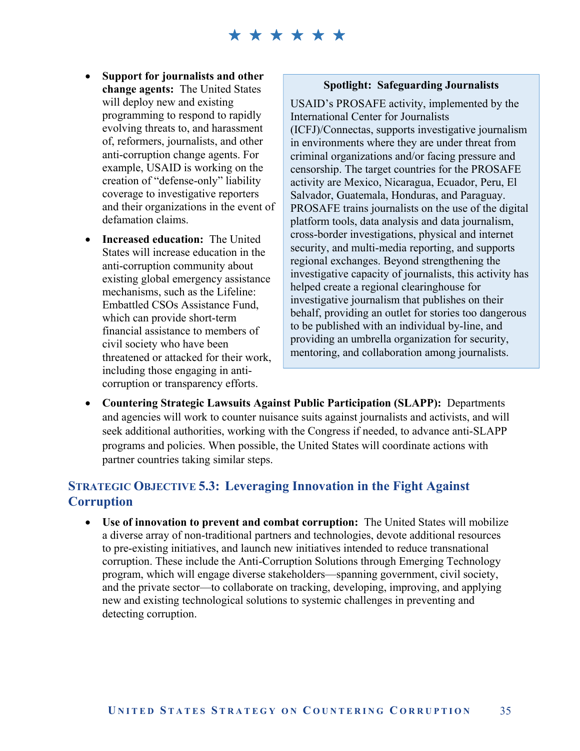- **Support for journalists and other change agents:** The United States will deploy new and existing programming to respond to rapidly evolving threats to, and harassment of, reformers, journalists, and other anti-corruption change agents. For example, USAID is working on the creation of "defense-only" liability coverage to investigative reporters and their organizations in the event of defamation claims.
- **Increased education:** The United States will increase education in the anti-corruption community about existing global emergency assistance mechanisms, such as the Lifeline: Embattled CSOs Assistance Fund, which can provide short-term financial assistance to members of civil society who have been threatened or attacked for their work, including those engaging in anti-corruption or transparency efforts.

> **Spotlight: Safeguarding Journalists**
>
> USAID's PROSAFE activity, implemented by the International Center for Journalists (ICFJ)/Connectas, supports investigative journalism in environments where they are under threat from criminal organizations and/or facing pressure and censorship. The target countries for the PROSAFE activity are Mexico, Nicaragua, Ecuador, Peru, El Salvador, Guatemala, Honduras, and Paraguay. PROSAFE trains journalists on the use of the digital platform tools, data analysis and data journalism, cross-border investigations, physical and internet security, and multi-media reporting, and supports regional exchanges. Beyond strengthening the investigative capacity of journalists, this activity has helped create a regional clearinghouse for investigative journalism that publishes on their behalf, providing an outlet for stories too dangerous to be published with an individual by-line, and providing an umbrella organization for security, mentoring, and collaboration among journalists.

- **Countering Strategic Lawsuits Against Public Participation (SLAPP):** Departments and agencies will work to counter nuisance suits against journalists and activists, and will seek additional authorities, working with the Congress if needed, to advance anti-SLAPP programs and policies. When possible, the United States will coordinate actions with partner countries taking similar steps.

## Strategic Objective 5.3: Leveraging Innovation in the Fight Against Corruption

- **Use of innovation to prevent and combat corruption:** The United States will mobilize a diverse array of non-traditional partners and technologies, devote additional resources to pre-existing initiatives, and launch new initiatives intended to reduce transnational corruption. These include the Anti-Corruption Solutions through Emerging Technology program, which will engage diverse stakeholders—spanning government, civil society, and the private sector—to collaborate on tracking, developing, improving, and applying new and existing technological solutions to systemic challenges in preventing and detecting corruption.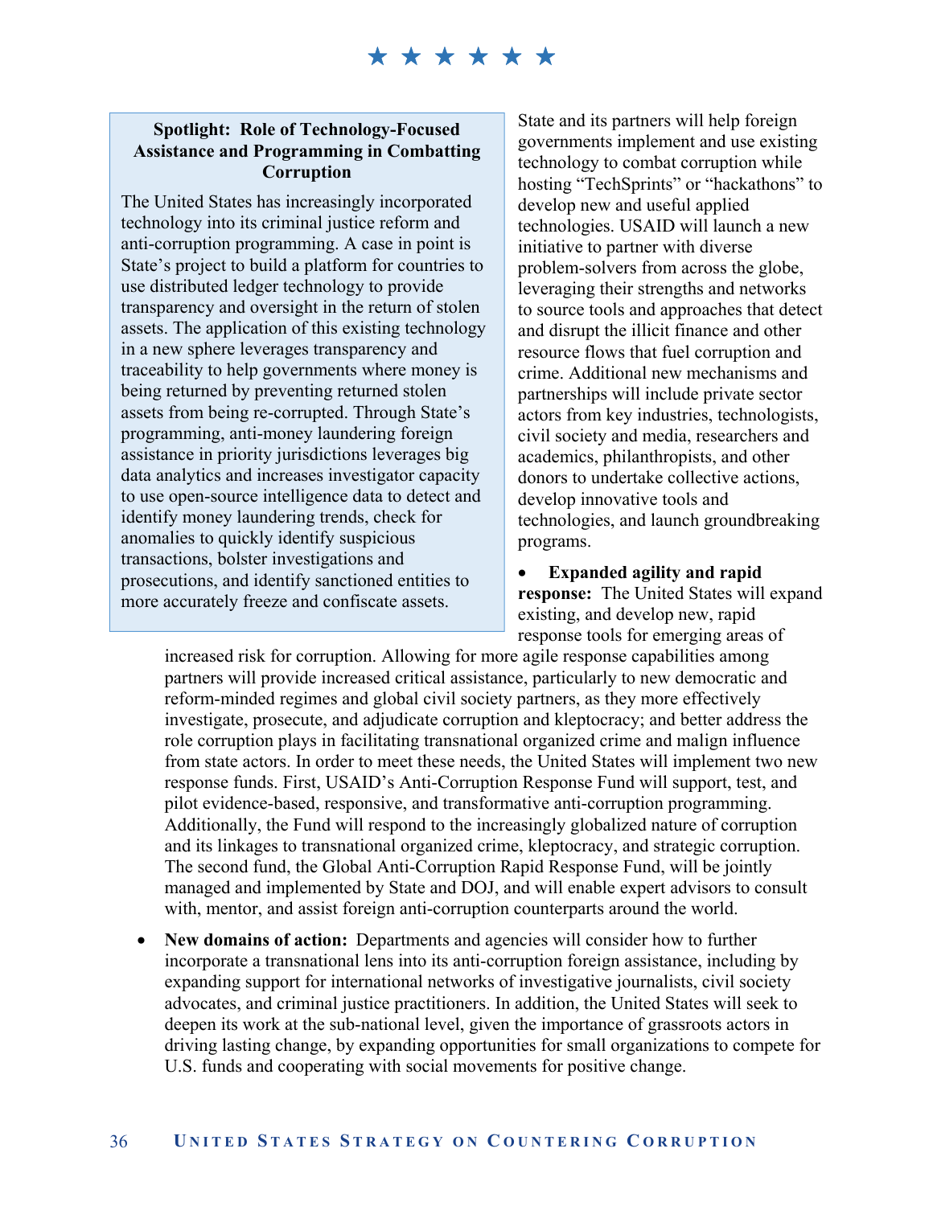**Spotlight: Role of Technology-Focused Assistance and Programming in Combatting Corruption**

The United States has increasingly incorporated technology into its criminal justice reform and anti-corruption programming. A case in point is State's project to build a platform for countries to use distributed ledger technology to provide transparency and oversight in the return of stolen assets. The application of this existing technology in a new sphere leverages transparency and traceability to help governments where money is being returned by preventing returned stolen assets from being re-corrupted. Through State's programming, anti-money laundering foreign assistance in priority jurisdictions leverages big data analytics and increases investigator capacity to use open-source intelligence data to detect and identify money laundering trends, check for anomalies to quickly identify suspicious transactions, bolster investigations and prosecutions, and identify sanctioned entities to more accurately freeze and confiscate assets.

State and its partners will help foreign governments implement and use existing technology to combat corruption while hosting "TechSprints" or "hackathons" to develop new and useful applied technologies. USAID will launch a new initiative to partner with diverse problem-solvers from across the globe, leveraging their strengths and networks to source tools and approaches that detect and disrupt the illicit finance and other resource flows that fuel corruption and crime. Additional new mechanisms and partnerships will include private sector actors from key industries, technologists, civil society and media, researchers and academics, philanthropists, and other donors to undertake collective actions, develop innovative tools and technologies, and launch groundbreaking programs.

- **Expanded agility and rapid response:** The United States will expand existing, and develop new, rapid response tools for emerging areas of increased risk for corruption. Allowing for more agile response capabilities among partners will provide increased critical assistance, particularly to new democratic and reform-minded regimes and global civil society partners, as they more effectively investigate, prosecute, and adjudicate corruption and kleptocracy; and better address the role corruption plays in facilitating transnational organized crime and malign influence from state actors. In order to meet these needs, the United States will implement two new response funds. First, USAID's Anti-Corruption Response Fund will support, test, and pilot evidence-based, responsive, and transformative anti-corruption programming. Additionally, the Fund will respond to the increasingly globalized nature of corruption and its linkages to transnational organized crime, kleptocracy, and strategic corruption. The second fund, the Global Anti-Corruption Rapid Response Fund, will be jointly managed and implemented by State and DOJ, and will enable expert advisors to consult with, mentor, and assist foreign anti-corruption counterparts around the world.

- **New domains of action:** Departments and agencies will consider how to further incorporate a transnational lens into its anti-corruption foreign assistance, including by expanding support for international networks of investigative journalists, civil society advocates, and criminal justice practitioners. In addition, the United States will seek to deepen its work at the sub-national level, given the importance of grassroots actors in driving lasting change, by expanding opportunities for small organizations to compete for U.S. funds and cooperating with social movements for positive change.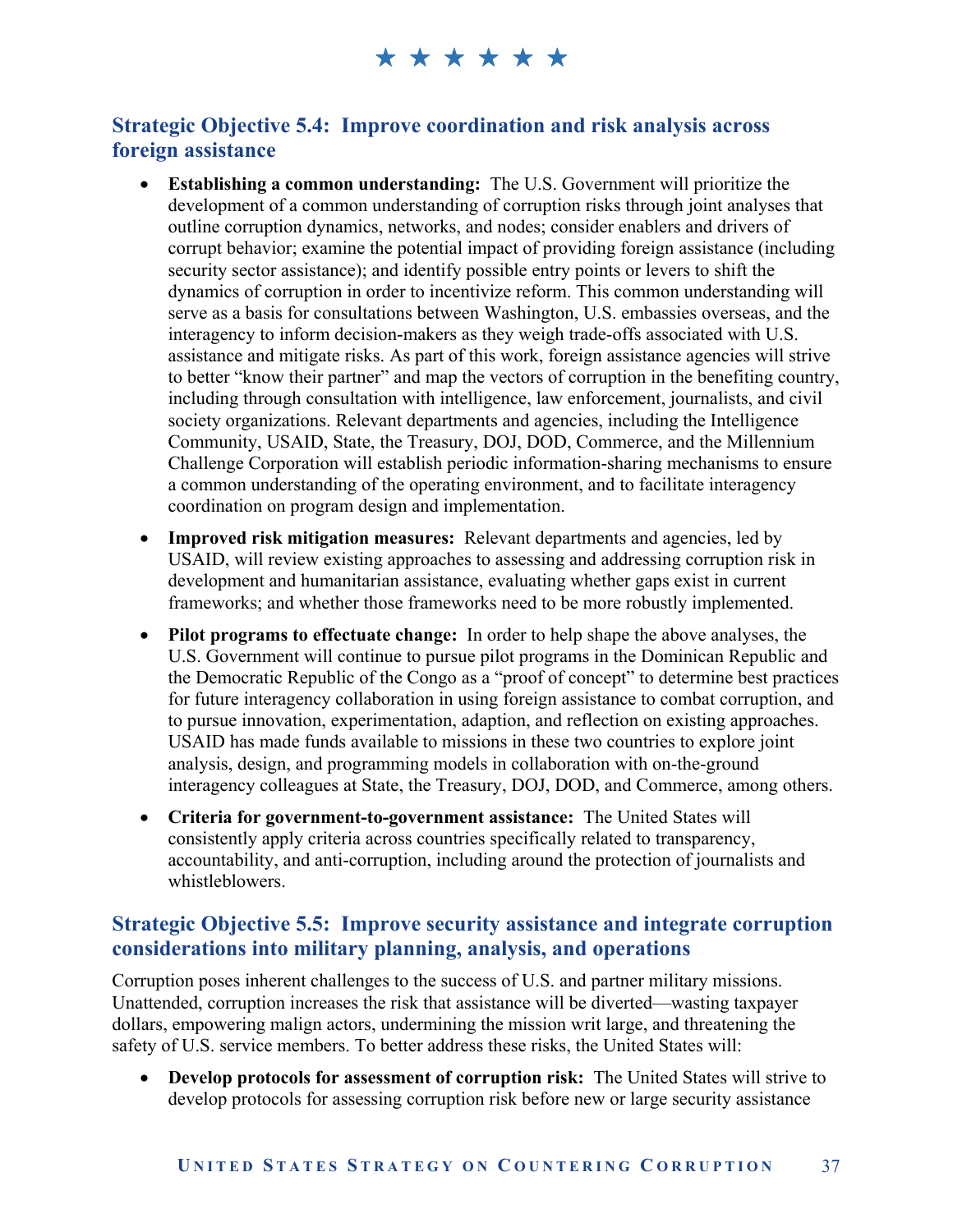★ ★ ★ ★ ★ ★

## Strategic Objective 5.4: Improve coordination and risk analysis across foreign assistance

- **Establishing a common understanding:** The U.S. Government will prioritize the development of a common understanding of corruption risks through joint analyses that outline corruption dynamics, networks, and nodes; consider enablers and drivers of corrupt behavior; examine the potential impact of providing foreign assistance (including security sector assistance); and identify possible entry points or levers to shift the dynamics of corruption in order to incentivize reform. This common understanding will serve as a basis for consultations between Washington, U.S. embassies overseas, and the interagency to inform decision-makers as they weigh trade-offs associated with U.S. assistance and mitigate risks. As part of this work, foreign assistance agencies will strive to better "know their partner" and map the vectors of corruption in the benefiting country, including through consultation with intelligence, law enforcement, journalists, and civil society organizations. Relevant departments and agencies, including the Intelligence Community, USAID, State, the Treasury, DOJ, DOD, Commerce, and the Millennium Challenge Corporation will establish periodic information-sharing mechanisms to ensure a common understanding of the operating environment, and to facilitate interagency coordination on program design and implementation.
- **Improved risk mitigation measures:** Relevant departments and agencies, led by USAID, will review existing approaches to assessing and addressing corruption risk in development and humanitarian assistance, evaluating whether gaps exist in current frameworks; and whether those frameworks need to be more robustly implemented.
- **Pilot programs to effectuate change:** In order to help shape the above analyses, the U.S. Government will continue to pursue pilot programs in the Dominican Republic and the Democratic Republic of the Congo as a "proof of concept" to determine best practices for future interagency collaboration in using foreign assistance to combat corruption, and to pursue innovation, experimentation, adaption, and reflection on existing approaches. USAID has made funds available to missions in these two countries to explore joint analysis, design, and programming models in collaboration with on-the-ground interagency colleagues at State, the Treasury, DOJ, DOD, and Commerce, among others.
- **Criteria for government-to-government assistance:** The United States will consistently apply criteria across countries specifically related to transparency, accountability, and anti-corruption, including around the protection of journalists and whistleblowers.

## Strategic Objective 5.5: Improve security assistance and integrate corruption considerations into military planning, analysis, and operations

Corruption poses inherent challenges to the success of U.S. and partner military missions. Unattended, corruption increases the risk that assistance will be diverted—wasting taxpayer dollars, empowering malign actors, undermining the mission writ large, and threatening the safety of U.S. service members. To better address these risks, the United States will:

- **Develop protocols for assessment of corruption risk:** The United States will strive to develop protocols for assessing corruption risk before new or large security assistance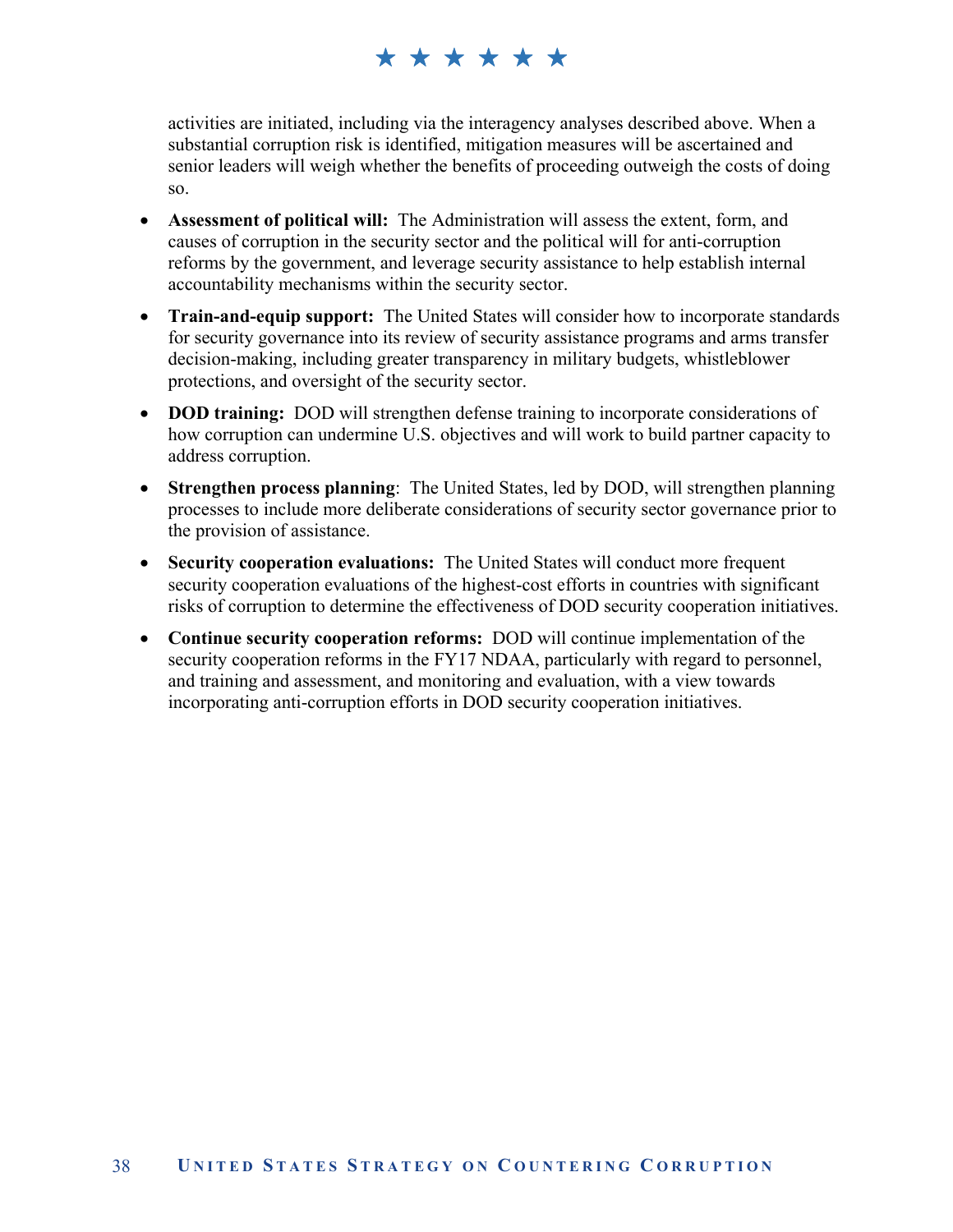activities are initiated, including via the interagency analyses described above. When a substantial corruption risk is identified, mitigation measures will be ascertained and senior leaders will weigh whether the benefits of proceeding outweigh the costs of doing so.

- **Assessment of political will:** The Administration will assess the extent, form, and causes of corruption in the security sector and the political will for anti-corruption reforms by the government, and leverage security assistance to help establish internal accountability mechanisms within the security sector.
- **Train-and-equip support:** The United States will consider how to incorporate standards for security governance into its review of security assistance programs and arms transfer decision-making, including greater transparency in military budgets, whistleblower protections, and oversight of the security sector.
- **DOD training:** DOD will strengthen defense training to incorporate considerations of how corruption can undermine U.S. objectives and will work to build partner capacity to address corruption.
- **Strengthen process planning**: The United States, led by DOD, will strengthen planning processes to include more deliberate considerations of security sector governance prior to the provision of assistance.
- **Security cooperation evaluations:** The United States will conduct more frequent security cooperation evaluations of the highest-cost efforts in countries with significant risks of corruption to determine the effectiveness of DOD security cooperation initiatives.
- **Continue security cooperation reforms:** DOD will continue implementation of the security cooperation reforms in the FY17 NDAA, particularly with regard to personnel, and training and assessment, and monitoring and evaluation, with a view towards incorporating anti-corruption efforts in DOD security cooperation initiatives.